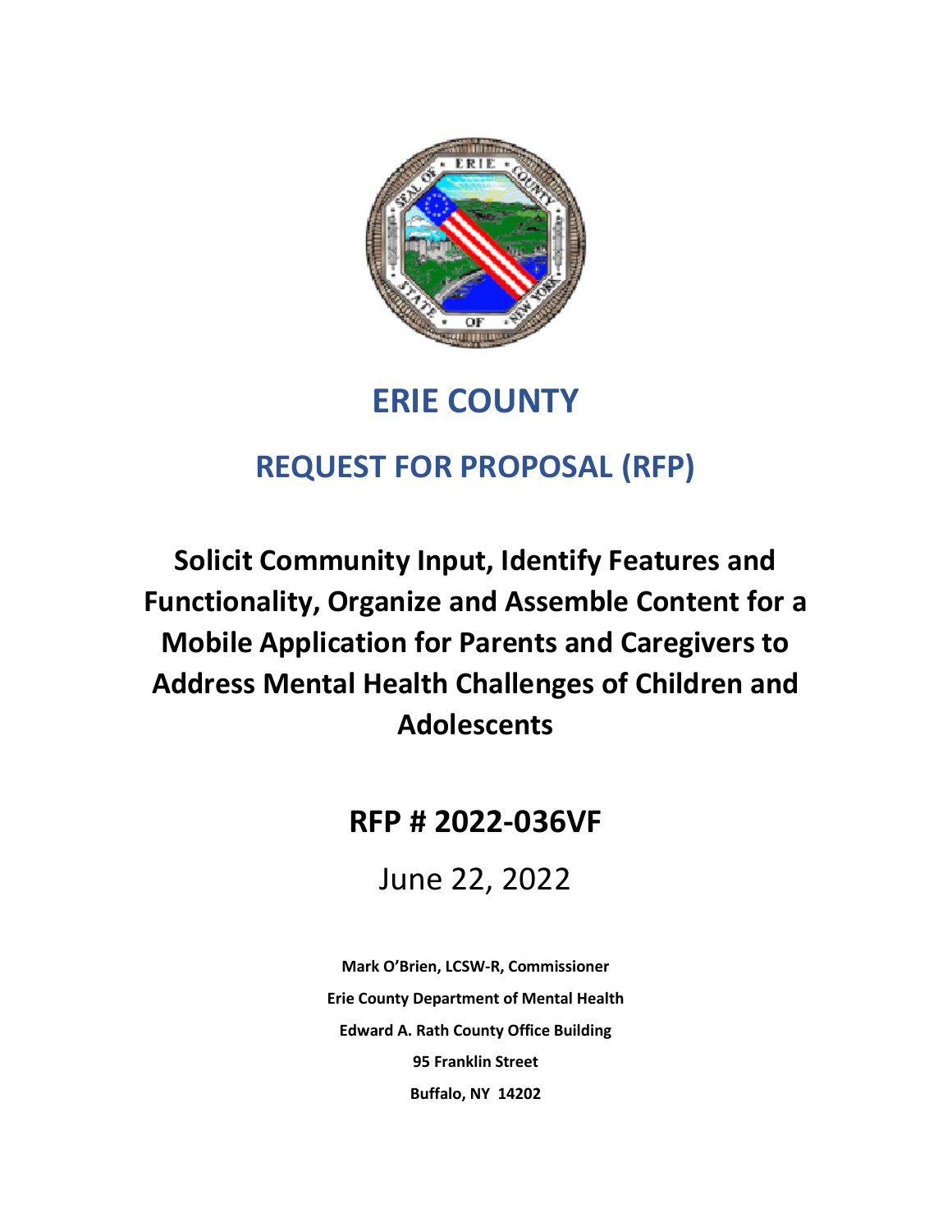# ERIE COUNTY

## REQUEST FOR PROPOSAL (RFP)

**Solicit Community Input, Identify Features and Functionality, Organize and Assemble Content for a Mobile Application for Parents and Caregivers to Address Mental Health Challenges of Children and Adolescents**

## RFP # 2022-036VF

June 22, 2022

**Mark O'Brien, LCSW-R, Commissioner**

**Erie County Department of Mental Health**

**Edward A. Rath County Office Building**

**95 Franklin Street**

**Buffalo, NY 14202**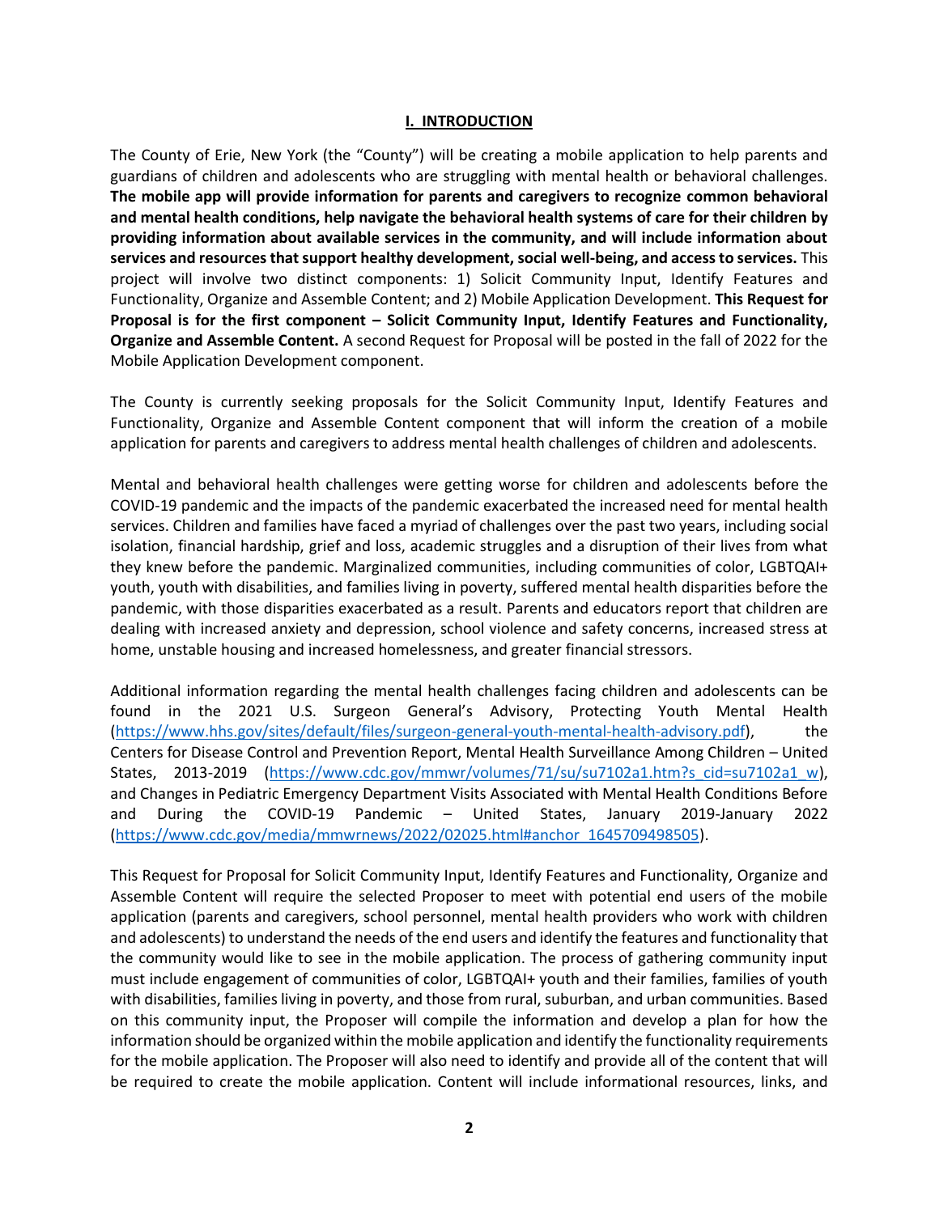## I. INTRODUCTION

The County of Erie, New York (the "County") will be creating a mobile application to help parents and guardians of children and adolescents who are struggling with mental health or behavioral challenges. **The mobile app will provide information for parents and caregivers to recognize common behavioral and mental health conditions, help navigate the behavioral health systems of care for their children by providing information about available services in the community, and will include information about services and resources that support healthy development, social well-being, and access to services.** This project will involve two distinct components: 1) Solicit Community Input, Identify Features and Functionality, Organize and Assemble Content; and 2) Mobile Application Development. **This Request for Proposal is for the first component – Solicit Community Input, Identify Features and Functionality, Organize and Assemble Content.** A second Request for Proposal will be posted in the fall of 2022 for the Mobile Application Development component.

The County is currently seeking proposals for the Solicit Community Input, Identify Features and Functionality, Organize and Assemble Content component that will inform the creation of a mobile application for parents and caregivers to address mental health challenges of children and adolescents.

Mental and behavioral health challenges were getting worse for children and adolescents before the COVID-19 pandemic and the impacts of the pandemic exacerbated the increased need for mental health services. Children and families have faced a myriad of challenges over the past two years, including social isolation, financial hardship, grief and loss, academic struggles and a disruption of their lives from what they knew before the pandemic. Marginalized communities, including communities of color, LGBTQAI+ youth, youth with disabilities, and families living in poverty, suffered mental health disparities before the pandemic, with those disparities exacerbated as a result. Parents and educators report that children are dealing with increased anxiety and depression, school violence and safety concerns, increased stress at home, unstable housing and increased homelessness, and greater financial stressors.

Additional information regarding the mental health challenges facing children and adolescents can be found in the 2021 U.S. Surgeon General's Advisory, Protecting Youth Mental Health (https://www.hhs.gov/sites/default/files/surgeon-general-youth-mental-health-advisory.pdf), the Centers for Disease Control and Prevention Report, Mental Health Surveillance Among Children – United States, 2013-2019 (https://www.cdc.gov/mmwr/volumes/71/su/su7102a1.htm?s_cid=su7102a1_w), and Changes in Pediatric Emergency Department Visits Associated with Mental Health Conditions Before and During the COVID-19 Pandemic – United States, January 2019-January 2022 (https://www.cdc.gov/media/mmwrnews/2022/02025.html#anchor_1645709498505).

This Request for Proposal for Solicit Community Input, Identify Features and Functionality, Organize and Assemble Content will require the selected Proposer to meet with potential end users of the mobile application (parents and caregivers, school personnel, mental health providers who work with children and adolescents) to understand the needs of the end users and identify the features and functionality that the community would like to see in the mobile application. The process of gathering community input must include engagement of communities of color, LGBTQAI+ youth and their families, families of youth with disabilities, families living in poverty, and those from rural, suburban, and urban communities. Based on this community input, the Proposer will compile the information and develop a plan for how the information should be organized within the mobile application and identify the functionality requirements for the mobile application. The Proposer will also need to identify and provide all of the content that will be required to create the mobile application. Content will include informational resources, links, and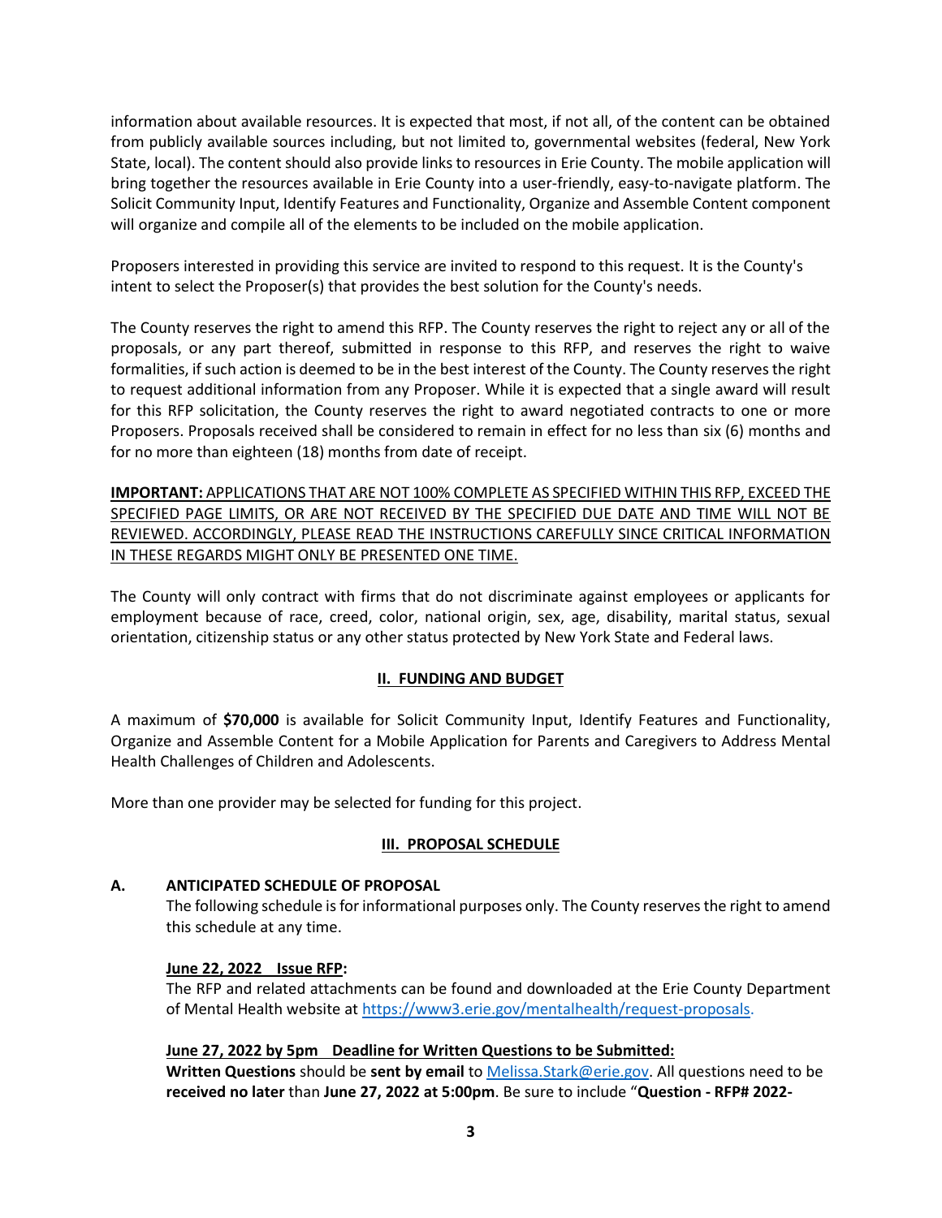information about available resources. It is expected that most, if not all, of the content can be obtained from publicly available sources including, but not limited to, governmental websites (federal, New York State, local). The content should also provide links to resources in Erie County. The mobile application will bring together the resources available in Erie County into a user-friendly, easy-to-navigate platform. The Solicit Community Input, Identify Features and Functionality, Organize and Assemble Content component will organize and compile all of the elements to be included on the mobile application.

Proposers interested in providing this service are invited to respond to this request. It is the County's intent to select the Proposer(s) that provides the best solution for the County's needs.

The County reserves the right to amend this RFP. The County reserves the right to reject any or all of the proposals, or any part thereof, submitted in response to this RFP, and reserves the right to waive formalities, if such action is deemed to be in the best interest of the County. The County reserves the right to request additional information from any Proposer. While it is expected that a single award will result for this RFP solicitation, the County reserves the right to award negotiated contracts to one or more Proposers. Proposals received shall be considered to remain in effect for no less than six (6) months and for no more than eighteen (18) months from date of receipt.

**IMPORTANT:** APPLICATIONS THAT ARE NOT 100% COMPLETE AS SPECIFIED WITHIN THIS RFP, EXCEED THE SPECIFIED PAGE LIMITS, OR ARE NOT RECEIVED BY THE SPECIFIED DUE DATE AND TIME WILL NOT BE REVIEWED. ACCORDINGLY, PLEASE READ THE INSTRUCTIONS CAREFULLY SINCE CRITICAL INFORMATION IN THESE REGARDS MIGHT ONLY BE PRESENTED ONE TIME.

The County will only contract with firms that do not discriminate against employees or applicants for employment because of race, creed, color, national origin, sex, age, disability, marital status, sexual orientation, citizenship status or any other status protected by New York State and Federal laws.

## II. FUNDING AND BUDGET

A maximum of **$70,000** is available for Solicit Community Input, Identify Features and Functionality, Organize and Assemble Content for a Mobile Application for Parents and Caregivers to Address Mental Health Challenges of Children and Adolescents.

More than one provider may be selected for funding for this project.

## III. PROPOSAL SCHEDULE

### A. ANTICIPATED SCHEDULE OF PROPOSAL

The following schedule is for informational purposes only. The County reserves the right to amend this schedule at any time.

**June 22, 2022 Issue RFP:**
The RFP and related attachments can be found and downloaded at the Erie County Department of Mental Health website at https://www3.erie.gov/mentalhealth/request-proposals.

**June 27, 2022 by 5pm Deadline for Written Questions to be Submitted:**
**Written Questions** should be **sent by email** to Melissa.Stark@erie.gov. All questions need to be **received no later** than **June 27, 2022 at 5:00pm**. Be sure to include "**Question - RFP# 2022-**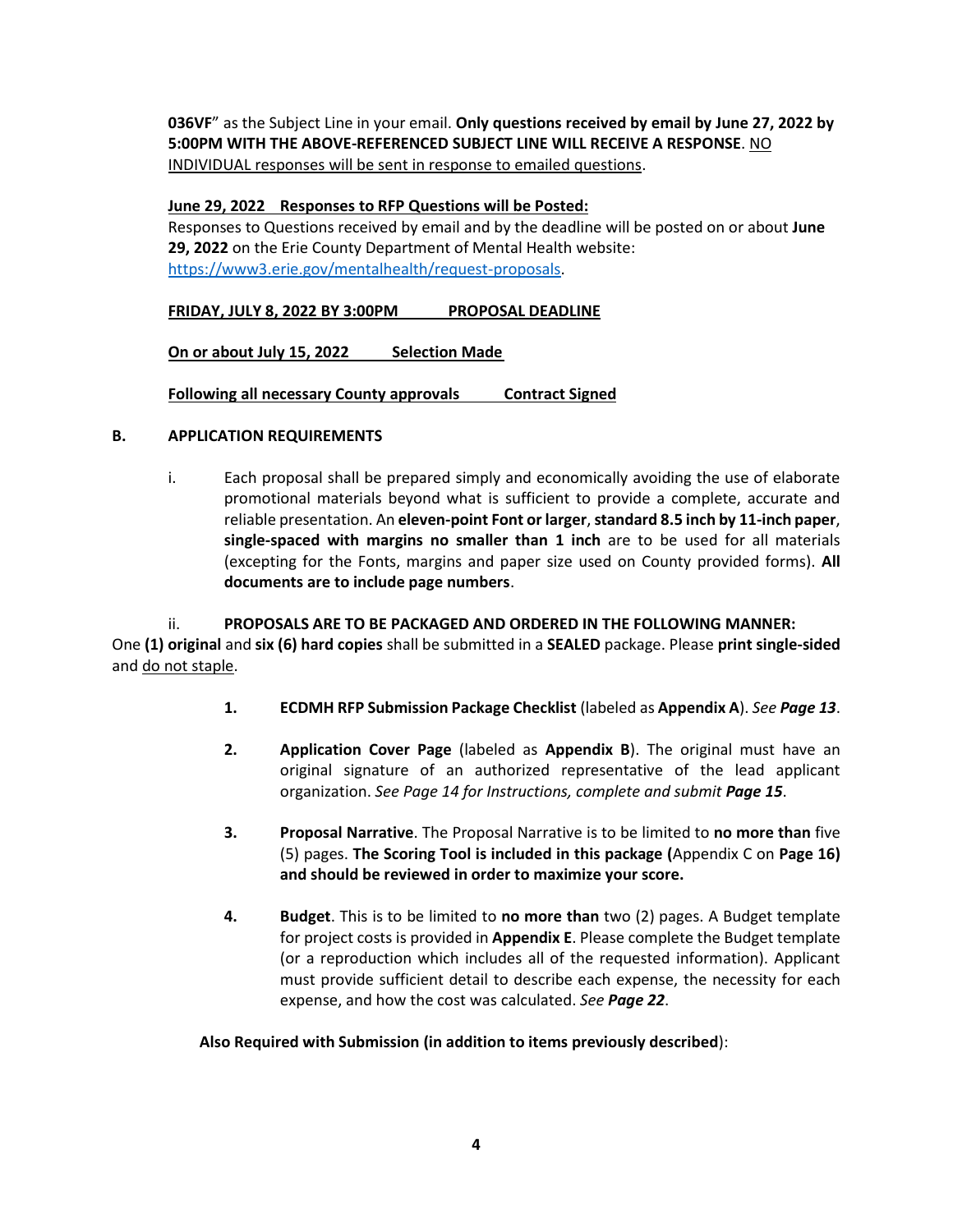036VF" as the Subject Line in your email. **Only questions received by email by June 27, 2022 by 5:00PM WITH THE ABOVE-REFERENCED SUBJECT LINE WILL RECEIVE A RESPONSE**. NO INDIVIDUAL responses will be sent in response to emailed questions.

**June 29, 2022 Responses to RFP Questions will be Posted:**
Responses to Questions received by email and by the deadline will be posted on or about **June 29, 2022** on the Erie County Department of Mental Health website: https://www3.erie.gov/mentalhealth/request-proposals.

**FRIDAY, JULY 8, 2022 BY 3:00PM PROPOSAL DEADLINE**

**On or about July 15, 2022 Selection Made**

**Following all necessary County approvals Contract Signed**

**B. APPLICATION REQUIREMENTS**

i. Each proposal shall be prepared simply and economically avoiding the use of elaborate promotional materials beyond what is sufficient to provide a complete, accurate and reliable presentation. An **eleven-point Font or larger**, **standard 8.5 inch by 11-inch paper**, **single-spaced with margins no smaller than 1 inch** are to be used for all materials (excepting for the Fonts, margins and paper size used on County provided forms). **All documents are to include page numbers**.

ii. **PROPOSALS ARE TO BE PACKAGED AND ORDERED IN THE FOLLOWING MANNER:**
One **(1) original** and **six (6) hard copies** shall be submitted in a **SEALED** package. Please **print single-sided** and do not staple.

1. **ECDMH RFP Submission Package Checklist** (labeled as **Appendix A**). *See **Page 13***.

2. **Application Cover Page** (labeled as **Appendix B**). The original must have an original signature of an authorized representative of the lead applicant organization. *See Page 14 for Instructions, complete and submit **Page 15***.

3. **Proposal Narrative**. The Proposal Narrative is to be limited to **no more than** five (5) pages. **The Scoring Tool is included in this package (**Appendix C on **Page 16) and should be reviewed in order to maximize your score.**

4. **Budget**. This is to be limited to **no more than** two (2) pages. A Budget template for project costs is provided in **Appendix E**. Please complete the Budget template (or a reproduction which includes all of the requested information). Applicant must provide sufficient detail to describe each expense, the necessity for each expense, and how the cost was calculated. *See **Page 22***.

**Also Required with Submission (in addition to items previously described)**: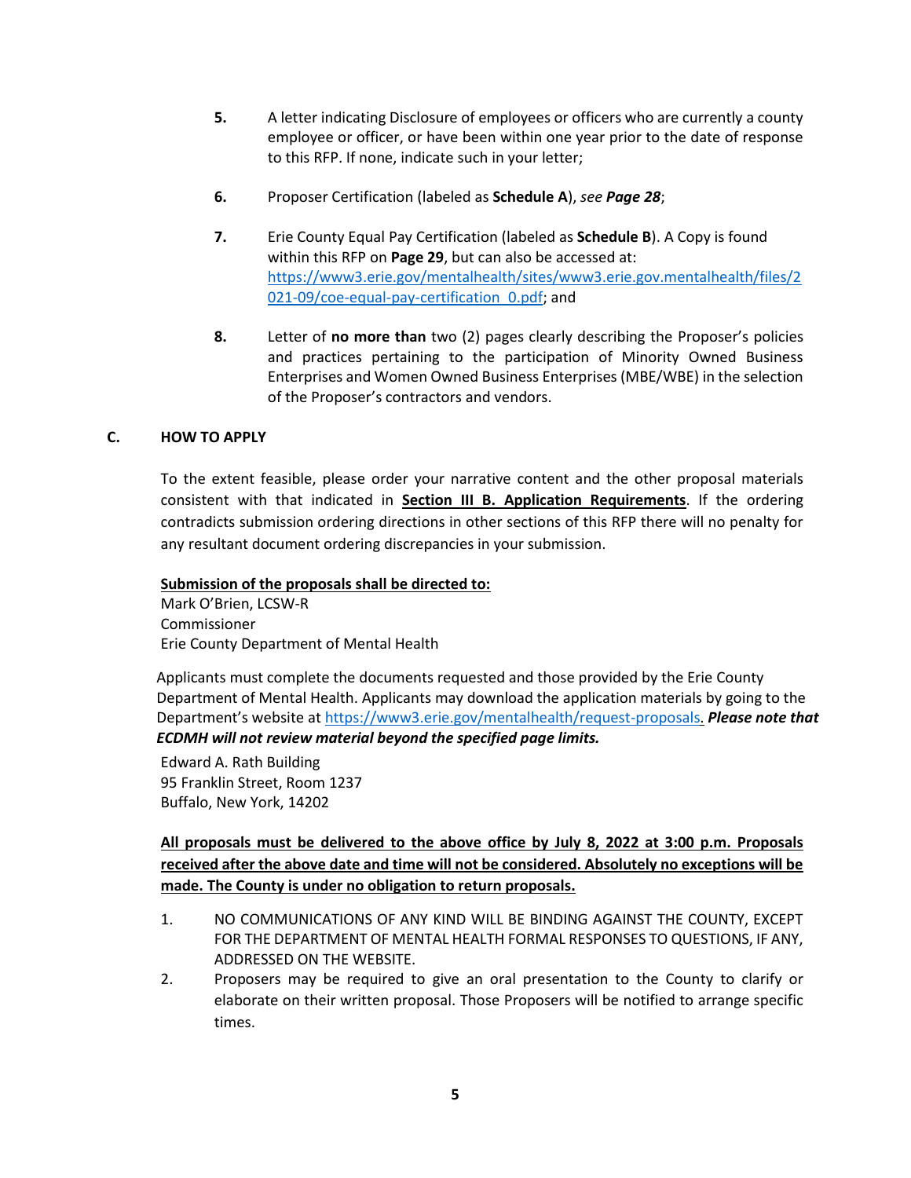5. A letter indicating Disclosure of employees or officers who are currently a county employee or officer, or have been within one year prior to the date of response to this RFP. If none, indicate such in your letter;

6. Proposer Certification (labeled as **Schedule A**), *see **Page 28***;

7. Erie County Equal Pay Certification (labeled as **Schedule B**). A Copy is found within this RFP on **Page 29**, but can also be accessed at: https://www3.erie.gov/mentalhealth/sites/www3.erie.gov.mentalhealth/files/2021-09/coe-equal-pay-certification_0.pdf; and

8. Letter of **no more than** two (2) pages clearly describing the Proposer's policies and practices pertaining to the participation of Minority Owned Business Enterprises and Women Owned Business Enterprises (MBE/WBE) in the selection of the Proposer's contractors and vendors.

## C. HOW TO APPLY

To the extent feasible, please order your narrative content and the other proposal materials consistent with that indicated in **Section III B. Application Requirements**. If the ordering contradicts submission ordering directions in other sections of this RFP there will no penalty for any resultant document ordering discrepancies in your submission.

**Submission of the proposals shall be directed to:**
Mark O'Brien, LCSW-R
Commissioner
Erie County Department of Mental Health

Applicants must complete the documents requested and those provided by the Erie County Department of Mental Health. Applicants may download the application materials by going to the Department's website at https://www3.erie.gov/mentalhealth/request-proposals. ***Please note that ECDMH will not review material beyond the specified page limits.***

Edward A. Rath Building
95 Franklin Street, Room 1237
Buffalo, New York, 14202

**All proposals must be delivered to the above office by July 8, 2022 at 3:00 p.m. Proposals received after the above date and time will not be considered. Absolutely no exceptions will be made. The County is under no obligation to return proposals.**

1. NO COMMUNICATIONS OF ANY KIND WILL BE BINDING AGAINST THE COUNTY, EXCEPT FOR THE DEPARTMENT OF MENTAL HEALTH FORMAL RESPONSES TO QUESTIONS, IF ANY, ADDRESSED ON THE WEBSITE.
2. Proposers may be required to give an oral presentation to the County to clarify or elaborate on their written proposal. Those Proposers will be notified to arrange specific times.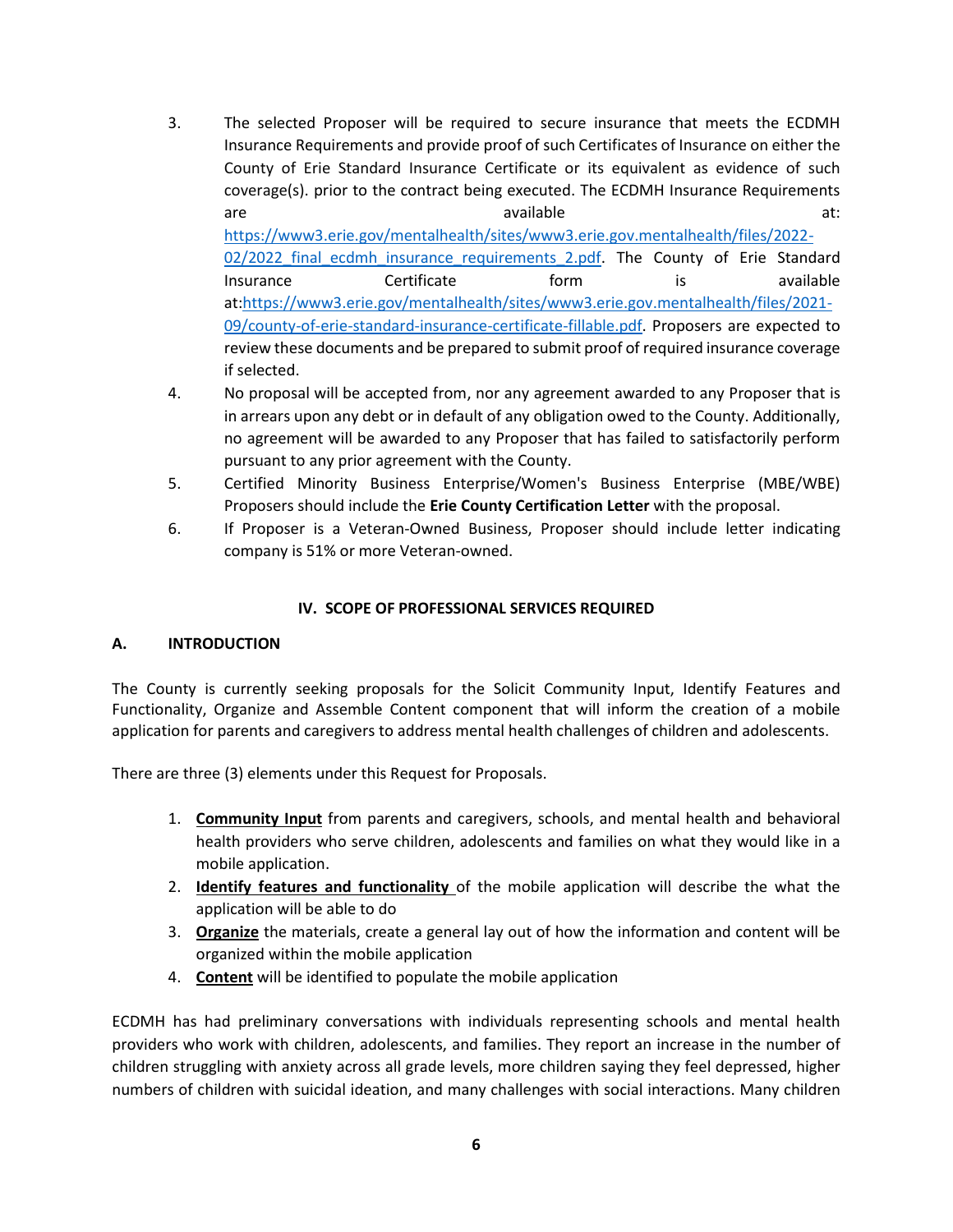3. The selected Proposer will be required to secure insurance that meets the ECDMH Insurance Requirements and provide proof of such Certificates of Insurance on either the County of Erie Standard Insurance Certificate or its equivalent as evidence of such coverage(s). prior to the contract being executed. The ECDMH Insurance Requirements are available at: https://www3.erie.gov/mentalhealth/sites/www3.erie.gov.mentalhealth/files/2022-02/2022_final_ecdmh_insurance_requirements_2.pdf. The County of Erie Standard Insurance Certificate form is available at:https://www3.erie.gov/mentalhealth/sites/www3.erie.gov.mentalhealth/files/2021-09/county-of-erie-standard-insurance-certificate-fillable.pdf. Proposers are expected to review these documents and be prepared to submit proof of required insurance coverage if selected.
4. No proposal will be accepted from, nor any agreement awarded to any Proposer that is in arrears upon any debt or in default of any obligation owed to the County. Additionally, no agreement will be awarded to any Proposer that has failed to satisfactorily perform pursuant to any prior agreement with the County.
5. Certified Minority Business Enterprise/Women's Business Enterprise (MBE/WBE) Proposers should include the **Erie County Certification Letter** with the proposal.
6. If Proposer is a Veteran-Owned Business, Proposer should include letter indicating company is 51% or more Veteran-owned.

## IV. SCOPE OF PROFESSIONAL SERVICES REQUIRED

### A. INTRODUCTION

The County is currently seeking proposals for the Solicit Community Input, Identify Features and Functionality, Organize and Assemble Content component that will inform the creation of a mobile application for parents and caregivers to address mental health challenges of children and adolescents.

There are three (3) elements under this Request for Proposals.

1. **Community Input** from parents and caregivers, schools, and mental health and behavioral health providers who serve children, adolescents and families on what they would like in a mobile application.
2. **Identify features and functionality** of the mobile application will describe the what the application will be able to do
3. **Organize** the materials, create a general lay out of how the information and content will be organized within the mobile application
4. **Content** will be identified to populate the mobile application

ECDMH has had preliminary conversations with individuals representing schools and mental health providers who work with children, adolescents, and families. They report an increase in the number of children struggling with anxiety across all grade levels, more children saying they feel depressed, higher numbers of children with suicidal ideation, and many challenges with social interactions. Many children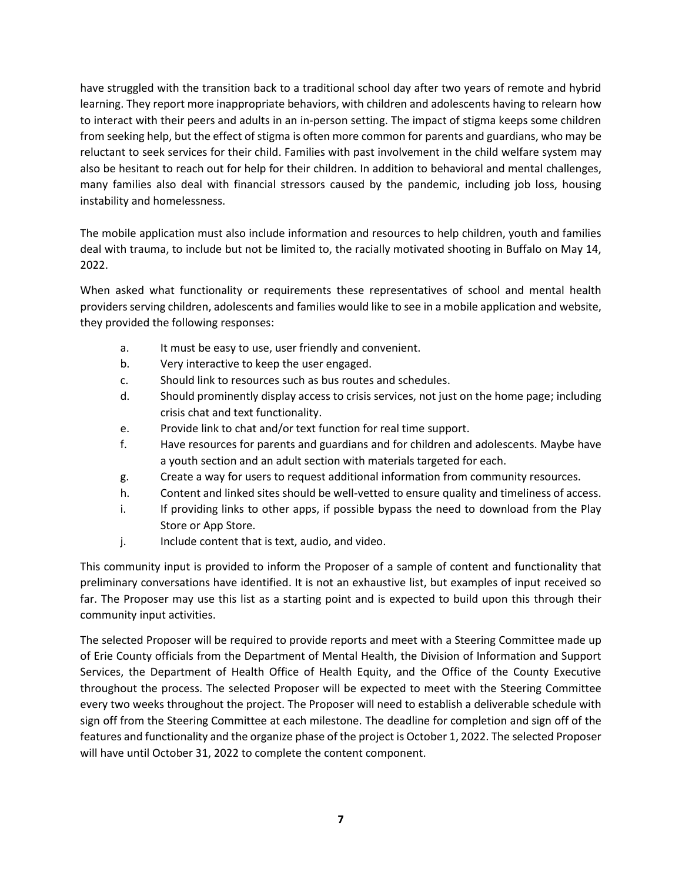have struggled with the transition back to a traditional school day after two years of remote and hybrid learning. They report more inappropriate behaviors, with children and adolescents having to relearn how to interact with their peers and adults in an in-person setting. The impact of stigma keeps some children from seeking help, but the effect of stigma is often more common for parents and guardians, who may be reluctant to seek services for their child. Families with past involvement in the child welfare system may also be hesitant to reach out for help for their children. In addition to behavioral and mental challenges, many families also deal with financial stressors caused by the pandemic, including job loss, housing instability and homelessness.

The mobile application must also include information and resources to help children, youth and families deal with trauma, to include but not be limited to, the racially motivated shooting in Buffalo on May 14, 2022.

When asked what functionality or requirements these representatives of school and mental health providers serving children, adolescents and families would like to see in a mobile application and website, they provided the following responses:

a. It must be easy to use, user friendly and convenient.
b. Very interactive to keep the user engaged.
c. Should link to resources such as bus routes and schedules.
d. Should prominently display access to crisis services, not just on the home page; including crisis chat and text functionality.
e. Provide link to chat and/or text function for real time support.
f. Have resources for parents and guardians and for children and adolescents. Maybe have a youth section and an adult section with materials targeted for each.
g. Create a way for users to request additional information from community resources.
h. Content and linked sites should be well-vetted to ensure quality and timeliness of access.
i. If providing links to other apps, if possible bypass the need to download from the Play Store or App Store.
j. Include content that is text, audio, and video.

This community input is provided to inform the Proposer of a sample of content and functionality that preliminary conversations have identified. It is not an exhaustive list, but examples of input received so far. The Proposer may use this list as a starting point and is expected to build upon this through their community input activities.

The selected Proposer will be required to provide reports and meet with a Steering Committee made up of Erie County officials from the Department of Mental Health, the Division of Information and Support Services, the Department of Health Office of Health Equity, and the Office of the County Executive throughout the process. The selected Proposer will be expected to meet with the Steering Committee every two weeks throughout the project. The Proposer will need to establish a deliverable schedule with sign off from the Steering Committee at each milestone. The deadline for completion and sign off of the features and functionality and the organize phase of the project is October 1, 2022. The selected Proposer will have until October 31, 2022 to complete the content component.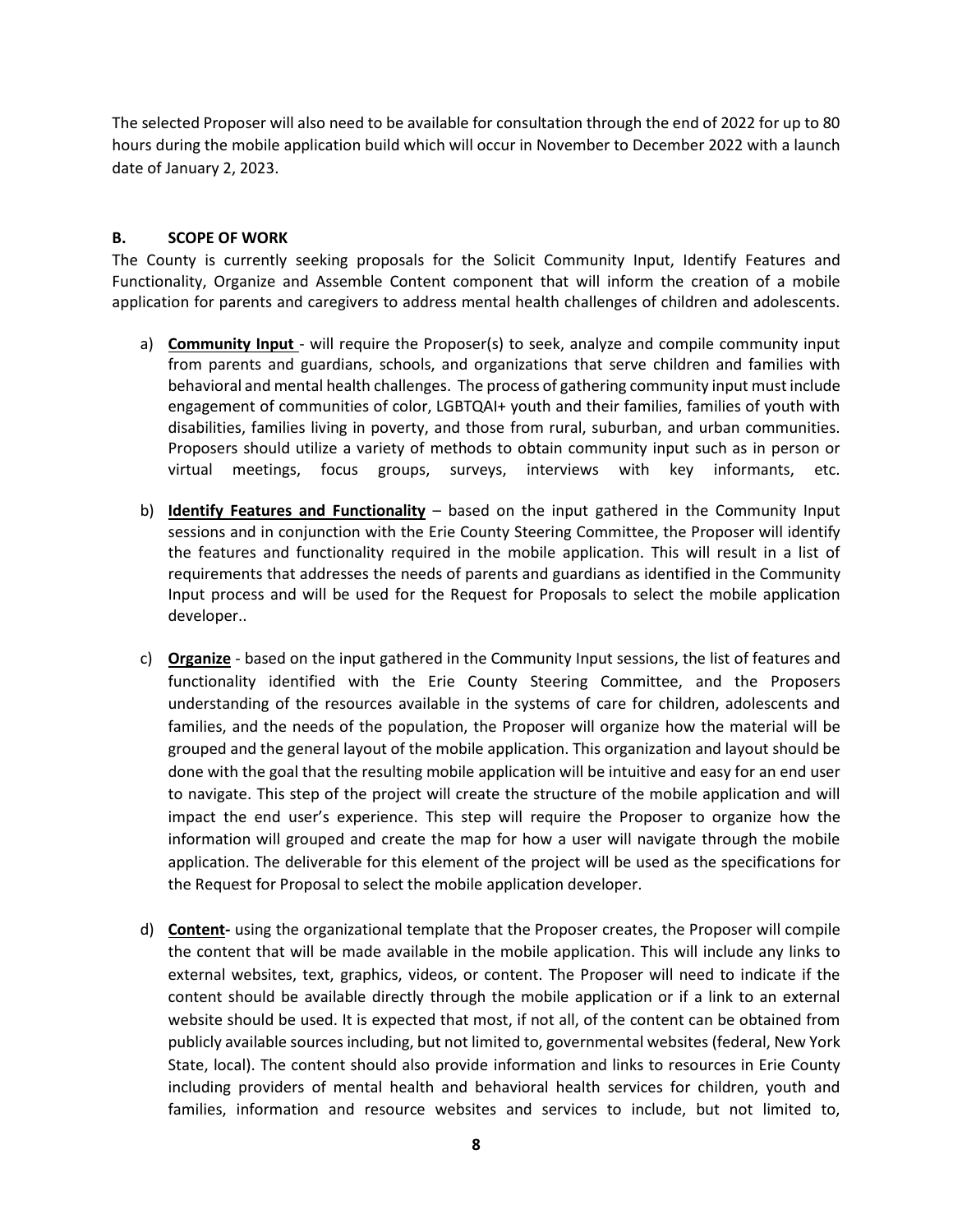The selected Proposer will also need to be available for consultation through the end of 2022 for up to 80 hours during the mobile application build which will occur in November to December 2022 with a launch date of January 2, 2023.

### B. SCOPE OF WORK

The County is currently seeking proposals for the Solicit Community Input, Identify Features and Functionality, Organize and Assemble Content component that will inform the creation of a mobile application for parents and caregivers to address mental health challenges of children and adolescents.

a) **Community Input** - will require the Proposer(s) to seek, analyze and compile community input from parents and guardians, schools, and organizations that serve children and families with behavioral and mental health challenges. The process of gathering community input must include engagement of communities of color, LGBTQAI+ youth and their families, families of youth with disabilities, families living in poverty, and those from rural, suburban, and urban communities. Proposers should utilize a variety of methods to obtain community input such as in person or virtual meetings, focus groups, surveys, interviews with key informants, etc.

b) **Identify Features and Functionality** – based on the input gathered in the Community Input sessions and in conjunction with the Erie County Steering Committee, the Proposer will identify the features and functionality required in the mobile application. This will result in a list of requirements that addresses the needs of parents and guardians as identified in the Community Input process and will be used for the Request for Proposals to select the mobile application developer..

c) **Organize** - based on the input gathered in the Community Input sessions, the list of features and functionality identified with the Erie County Steering Committee, and the Proposers understanding of the resources available in the systems of care for children, adolescents and families, and the needs of the population, the Proposer will organize how the material will be grouped and the general layout of the mobile application. This organization and layout should be done with the goal that the resulting mobile application will be intuitive and easy for an end user to navigate. This step of the project will create the structure of the mobile application and will impact the end user's experience. This step will require the Proposer to organize how the information will grouped and create the map for how a user will navigate through the mobile application. The deliverable for this element of the project will be used as the specifications for the Request for Proposal to select the mobile application developer.

d) **Content-** using the organizational template that the Proposer creates, the Proposer will compile the content that will be made available in the mobile application. This will include any links to external websites, text, graphics, videos, or content. The Proposer will need to indicate if the content should be available directly through the mobile application or if a link to an external website should be used. It is expected that most, if not all, of the content can be obtained from publicly available sources including, but not limited to, governmental websites (federal, New York State, local). The content should also provide information and links to resources in Erie County including providers of mental health and behavioral health services for children, youth and families, information and resource websites and services to include, but not limited to,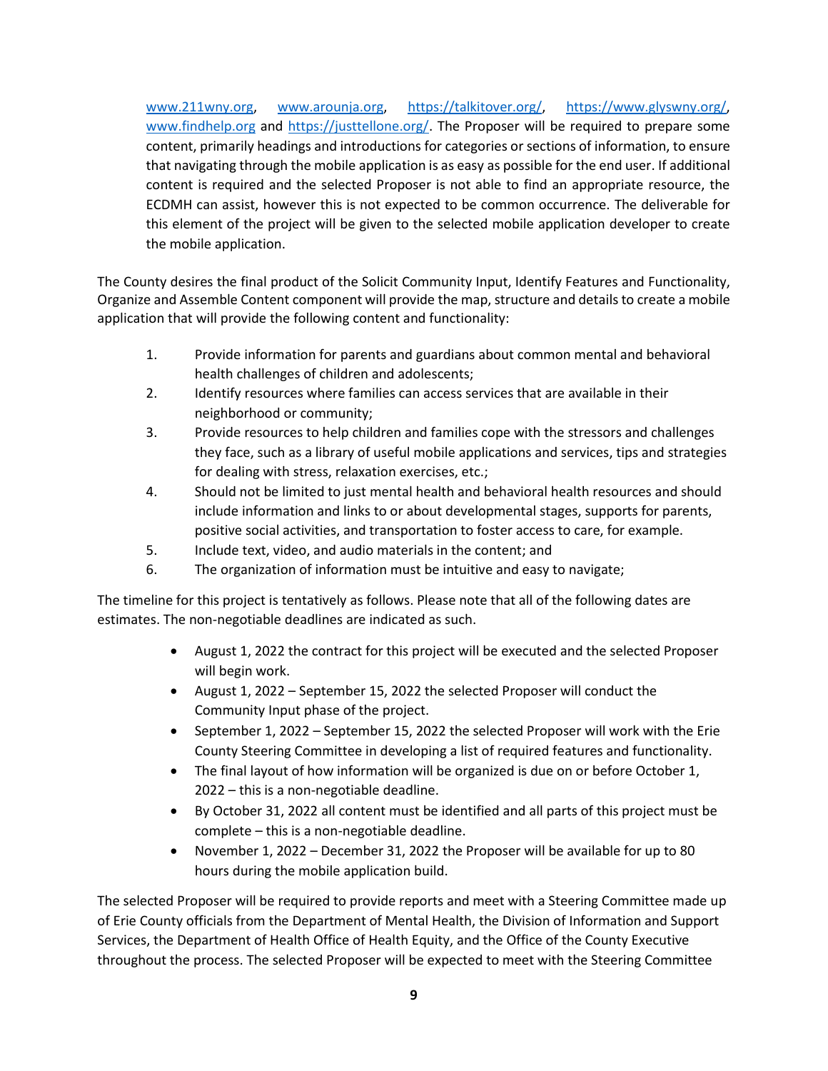[www.211wny.org](http://www.211wny.org), [www.arounja.org](http://www.arounja.org), [https://talkitover.org/](https://talkitover.org/), [https://www.glyswny.org/](https://www.glyswny.org/), [www.findhelp.org](http://www.findhelp.org) and [https://justtellone.org/](https://justtellone.org/). The Proposer will be required to prepare some content, primarily headings and introductions for categories or sections of information, to ensure that navigating through the mobile application is as easy as possible for the end user. If additional content is required and the selected Proposer is not able to find an appropriate resource, the ECDMH can assist, however this is not expected to be common occurrence. The deliverable for this element of the project will be given to the selected mobile application developer to create the mobile application.

The County desires the final product of the Solicit Community Input, Identify Features and Functionality, Organize and Assemble Content component will provide the map, structure and details to create a mobile application that will provide the following content and functionality:

1. Provide information for parents and guardians about common mental and behavioral health challenges of children and adolescents;
2. Identify resources where families can access services that are available in their neighborhood or community;
3. Provide resources to help children and families cope with the stressors and challenges they face, such as a library of useful mobile applications and services, tips and strategies for dealing with stress, relaxation exercises, etc.;
4. Should not be limited to just mental health and behavioral health resources and should include information and links to or about developmental stages, supports for parents, positive social activities, and transportation to foster access to care, for example.
5. Include text, video, and audio materials in the content; and
6. The organization of information must be intuitive and easy to navigate;

The timeline for this project is tentatively as follows. Please note that all of the following dates are estimates. The non-negotiable deadlines are indicated as such.

- August 1, 2022 the contract for this project will be executed and the selected Proposer will begin work.
- August 1, 2022 – September 15, 2022 the selected Proposer will conduct the Community Input phase of the project.
- September 1, 2022 – September 15, 2022 the selected Proposer will work with the Erie County Steering Committee in developing a list of required features and functionality.
- The final layout of how information will be organized is due on or before October 1, 2022 – this is a non-negotiable deadline.
- By October 31, 2022 all content must be identified and all parts of this project must be complete – this is a non-negotiable deadline.
- November 1, 2022 – December 31, 2022 the Proposer will be available for up to 80 hours during the mobile application build.

The selected Proposer will be required to provide reports and meet with a Steering Committee made up of Erie County officials from the Department of Mental Health, the Division of Information and Support Services, the Department of Health Office of Health Equity, and the Office of the County Executive throughout the process. The selected Proposer will be expected to meet with the Steering Committee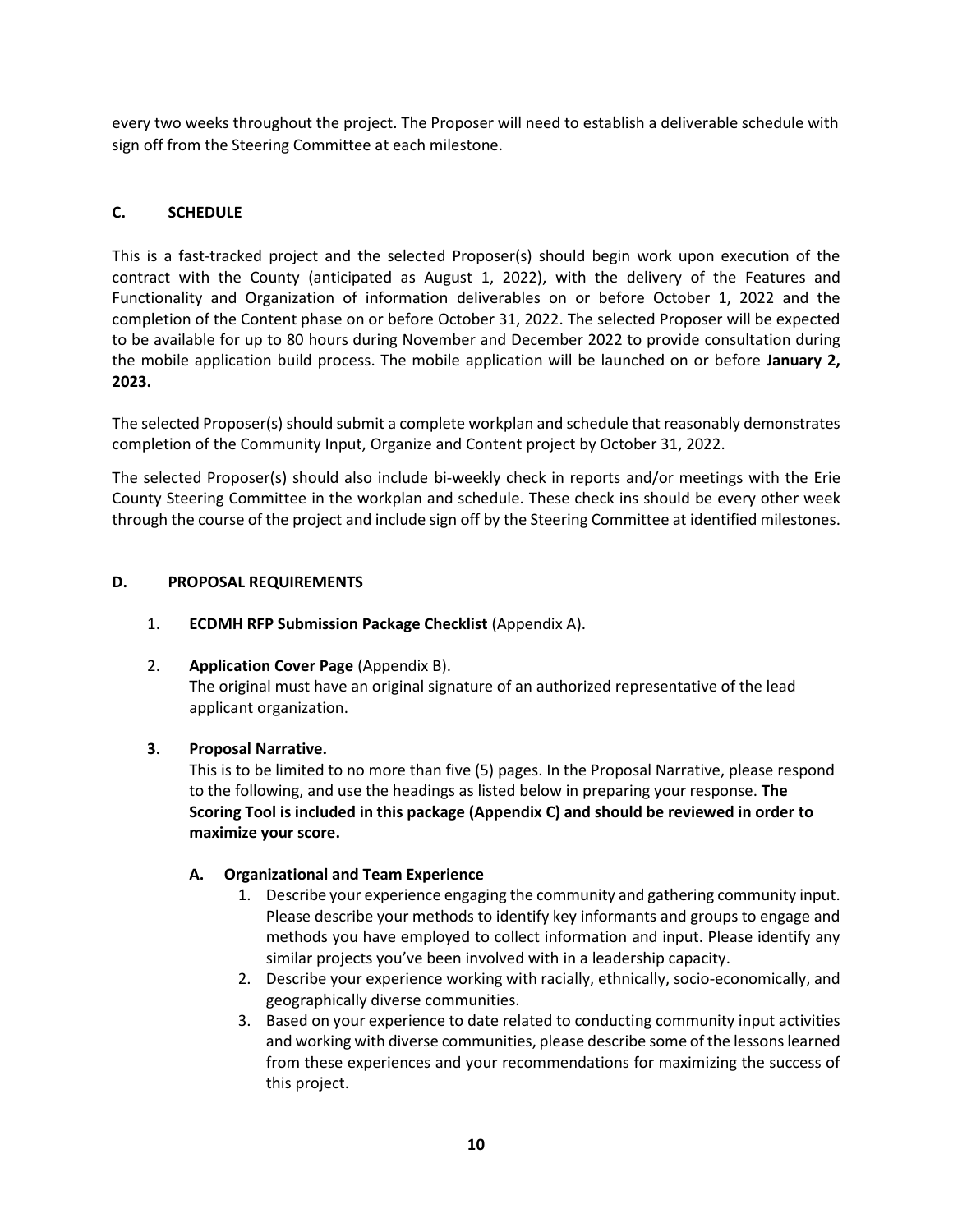every two weeks throughout the project. The Proposer will need to establish a deliverable schedule with sign off from the Steering Committee at each milestone.

## C. SCHEDULE

This is a fast-tracked project and the selected Proposer(s) should begin work upon execution of the contract with the County (anticipated as August 1, 2022), with the delivery of the Features and Functionality and Organization of information deliverables on or before October 1, 2022 and the completion of the Content phase on or before October 31, 2022. The selected Proposer will be expected to be available for up to 80 hours during November and December 2022 to provide consultation during the mobile application build process. The mobile application will be launched on or before **January 2, 2023.**

The selected Proposer(s) should submit a complete workplan and schedule that reasonably demonstrates completion of the Community Input, Organize and Content project by October 31, 2022.

The selected Proposer(s) should also include bi-weekly check in reports and/or meetings with the Erie County Steering Committee in the workplan and schedule. These check ins should be every other week through the course of the project and include sign off by the Steering Committee at identified milestones.

## D. PROPOSAL REQUIREMENTS

1. **ECDMH RFP Submission Package Checklist** (Appendix A).

2. **Application Cover Page** (Appendix B).
   The original must have an original signature of an authorized representative of the lead applicant organization.

3. **Proposal Narrative.**
   This is to be limited to no more than five (5) pages. In the Proposal Narrative, please respond to the following, and use the headings as listed below in preparing your response. **The Scoring Tool is included in this package (Appendix C) and should be reviewed in order to maximize your score.**

   **A. Organizational and Team Experience**

   1. Describe your experience engaging the community and gathering community input. Please describe your methods to identify key informants and groups to engage and methods you have employed to collect information and input. Please identify any similar projects you've been involved with in a leadership capacity.
   2. Describe your experience working with racially, ethnically, socio-economically, and geographically diverse communities.
   3. Based on your experience to date related to conducting community input activities and working with diverse communities, please describe some of the lessons learned from these experiences and your recommendations for maximizing the success of this project.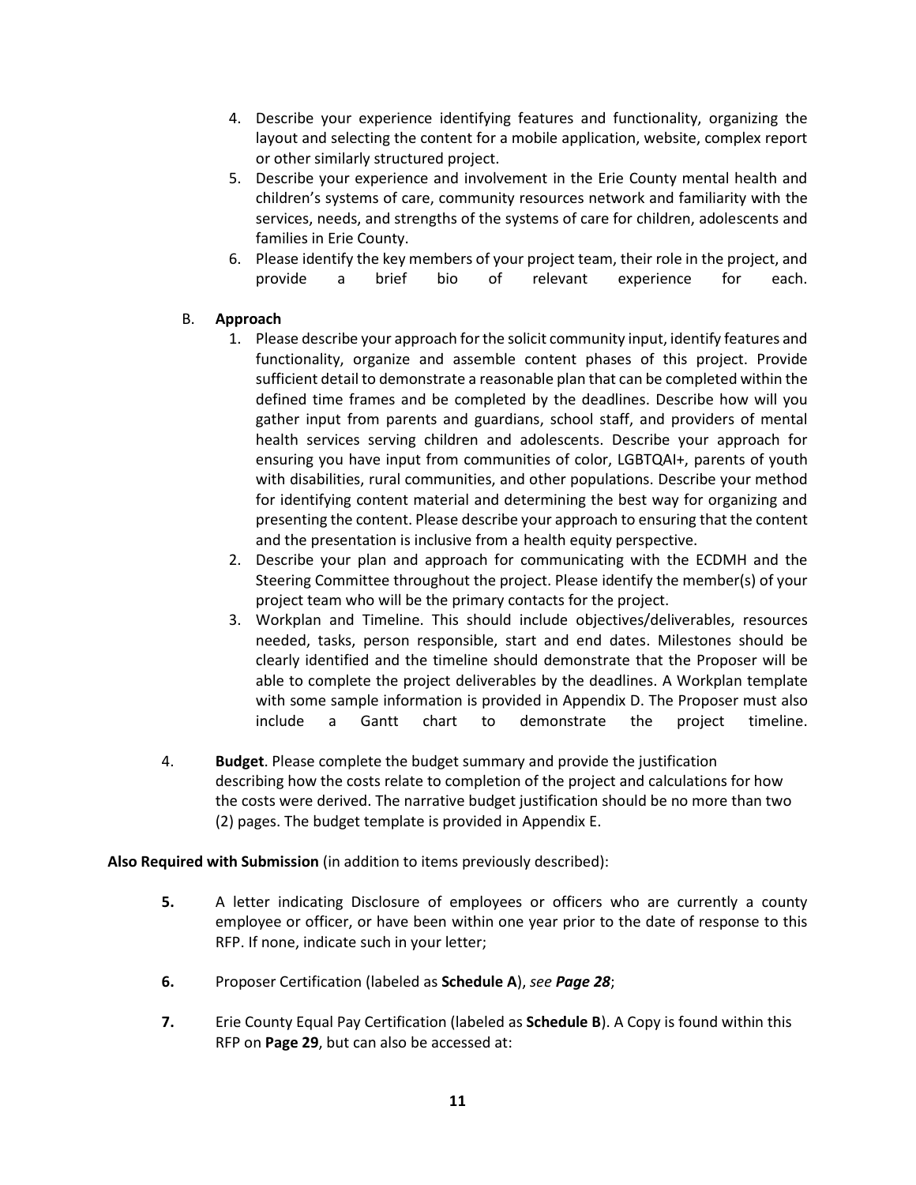4. Describe your experience identifying features and functionality, organizing the layout and selecting the content for a mobile application, website, complex report or other similarly structured project.
5. Describe your experience and involvement in the Erie County mental health and children's systems of care, community resources network and familiarity with the services, needs, and strengths of the systems of care for children, adolescents and families in Erie County.
6. Please identify the key members of your project team, their role in the project, and provide a brief bio of relevant experience for each.

B. **Approach**

1. Please describe your approach for the solicit community input, identify features and functionality, organize and assemble content phases of this project. Provide sufficient detail to demonstrate a reasonable plan that can be completed within the defined time frames and be completed by the deadlines. Describe how will you gather input from parents and guardians, school staff, and providers of mental health services serving children and adolescents. Describe your approach for ensuring you have input from communities of color, LGBTQAI+, parents of youth with disabilities, rural communities, and other populations. Describe your method for identifying content material and determining the best way for organizing and presenting the content. Please describe your approach to ensuring that the content and the presentation is inclusive from a health equity perspective.
2. Describe your plan and approach for communicating with the ECDMH and the Steering Committee throughout the project. Please identify the member(s) of your project team who will be the primary contacts for the project.
3. Workplan and Timeline. This should include objectives/deliverables, resources needed, tasks, person responsible, start and end dates. Milestones should be clearly identified and the timeline should demonstrate that the Proposer will be able to complete the project deliverables by the deadlines. A Workplan template with some sample information is provided in Appendix D. The Proposer must also include a Gantt chart to demonstrate the project timeline.

4. **Budget**. Please complete the budget summary and provide the justification describing how the costs relate to completion of the project and calculations for how the costs were derived. The narrative budget justification should be no more than two (2) pages. The budget template is provided in Appendix E.

**Also Required with Submission** (in addition to items previously described):

**5.** A letter indicating Disclosure of employees or officers who are currently a county employee or officer, or have been within one year prior to the date of response to this RFP. If none, indicate such in your letter;

**6.** Proposer Certification (labeled as **Schedule A**), *see **Page 28***;

**7.** Erie County Equal Pay Certification (labeled as **Schedule B**). A Copy is found within this RFP on **Page 29**, but can also be accessed at: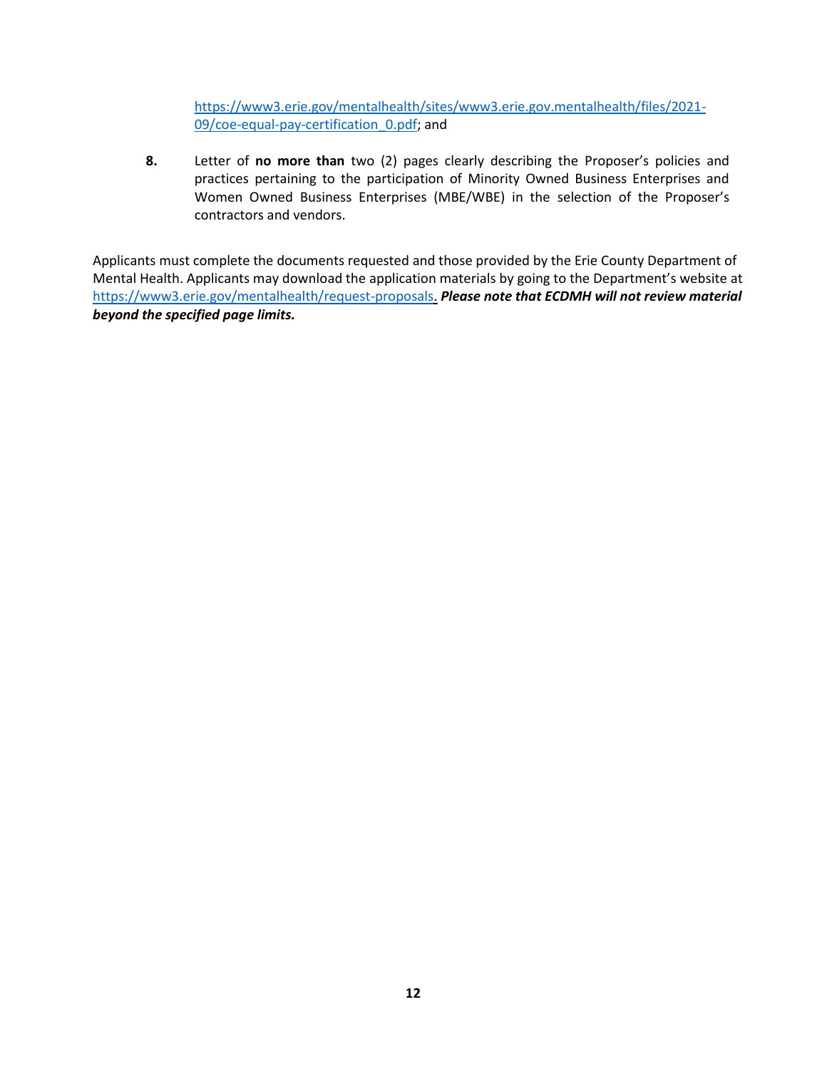https://www3.erie.gov/mentalhealth/sites/www3.erie.gov.mentalhealth/files/2021-09/coe-equal-pay-certification_0.pdf; and

8. Letter of **no more than** two (2) pages clearly describing the Proposer's policies and practices pertaining to the participation of Minority Owned Business Enterprises and Women Owned Business Enterprises (MBE/WBE) in the selection of the Proposer's contractors and vendors.

Applicants must complete the documents requested and those provided by the Erie County Department of Mental Health. Applicants may download the application materials by going to the Department's website at https://www3.erie.gov/mentalhealth/request-proposals. ***Please note that ECDMH will not review material beyond the specified page limits.***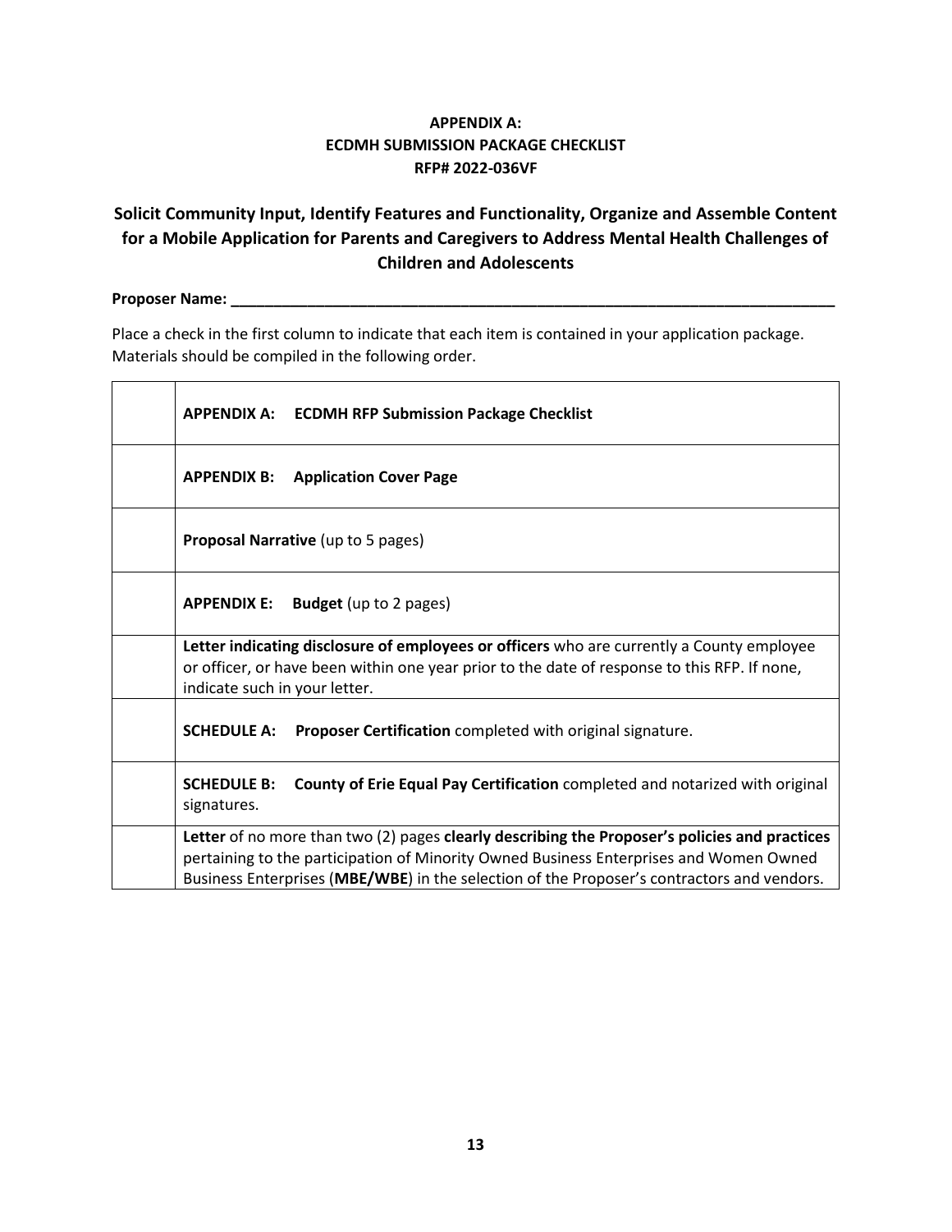# APPENDIX A:
# ECDMH SUBMISSION PACKAGE CHECKLIST
# RFP# 2022-036VF

## Solicit Community Input, Identify Features and Functionality, Organize and Assemble Content for a Mobile Application for Parents and Caregivers to Address Mental Health Challenges of Children and Adolescents

**Proposer Name: ___________________________________________________________________________**

Place a check in the first column to indicate that each item is contained in your application package. Materials should be compiled in the following order.

| | |
|---|---|
| | **APPENDIX A: ECDMH RFP Submission Package Checklist** |
| | **APPENDIX B: Application Cover Page** |
| | **Proposal Narrative** (up to 5 pages) |
| | **APPENDIX E: Budget** (up to 2 pages) |
| | **Letter indicating disclosure of employees or officers** who are currently a County employee or officer, or have been within one year prior to the date of response to this RFP. If none, indicate such in your letter. |
| | **SCHEDULE A: Proposer Certification** completed with original signature. |
| | **SCHEDULE B: County of Erie Equal Pay Certification** completed and notarized with original signatures. |
| | **Letter** of no more than two (2) pages **clearly describing the Proposer's policies and practices** pertaining to the participation of Minority Owned Business Enterprises and Women Owned Business Enterprises (**MBE/WBE**) in the selection of the Proposer's contractors and vendors. |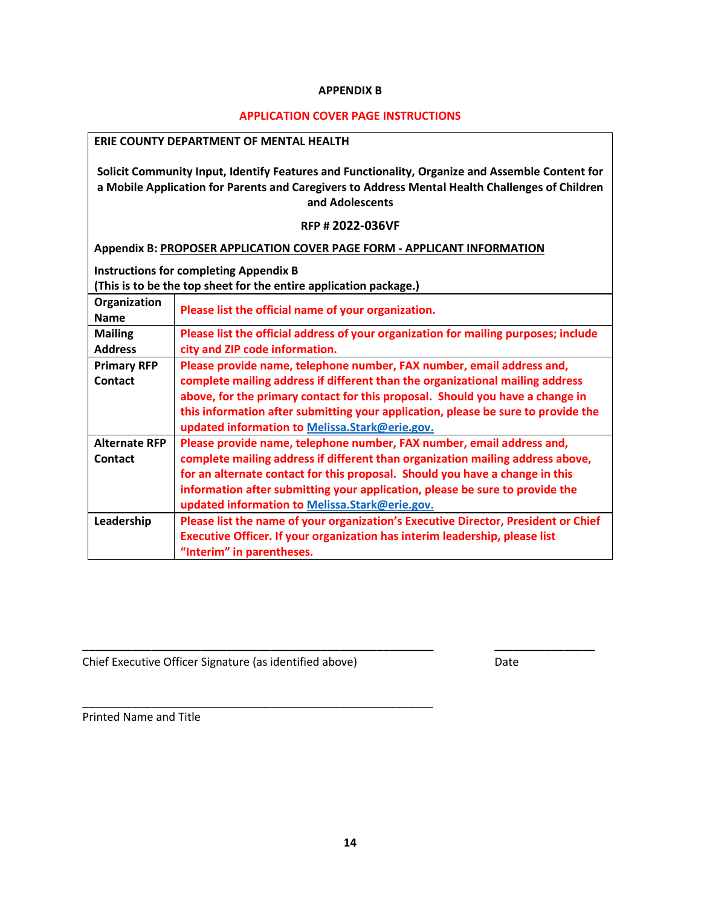**APPENDIX B**

**APPLICATION COVER PAGE INSTRUCTIONS**

**ERIE COUNTY DEPARTMENT OF MENTAL HEALTH**

**Solicit Community Input, Identify Features and Functionality, Organize and Assemble Content for a Mobile Application for Parents and Caregivers to Address Mental Health Challenges of Children and Adolescents**

**RFP # 2022-036VF**

**Appendix B: PROPOSER APPLICATION COVER PAGE FORM - APPLICANT INFORMATION**

**Instructions for completing Appendix B**
**(This is to be the top sheet for the entire application package.)**

| | |
|---|---|
| **Organization Name** | **Please list the official name of your organization.** |
| **Mailing Address** | **Please list the official address of your organization for mailing purposes; include city and ZIP code information.** |
| **Primary RFP Contact** | **Please provide name, telephone number, FAX number, email address and, complete mailing address if different than the organizational mailing address above, for the primary contact for this proposal. Should you have a change in this information after submitting your application, please be sure to provide the updated information to Melissa.Stark@erie.gov.** |
| **Alternate RFP Contact** | **Please provide name, telephone number, FAX number, email address and, complete mailing address if different than organization mailing address above, for an alternate contact for this proposal. Should you have a change in this information after submitting your application, please be sure to provide the updated information to Melissa.Stark@erie.gov.** |
| **Leadership** | **Please list the name of your organization's Executive Director, President or Chief Executive Officer. If your organization has interim leadership, please list "Interim" in parentheses.** |

\_\_\_\_\_\_\_\_\_\_\_\_\_\_\_\_\_\_\_\_\_\_\_\_\_\_\_\_\_\_\_\_\_\_\_\_\_\_\_\_\_\_\_\_ \_\_\_\_\_\_\_\_\_\_\_\_\_\_\_
Chief Executive Officer Signature (as identified above) Date

\_\_\_\_\_\_\_\_\_\_\_\_\_\_\_\_\_\_\_\_\_\_\_\_\_\_\_\_\_\_\_\_\_\_\_\_\_\_\_\_\_\_\_\_
Printed Name and Title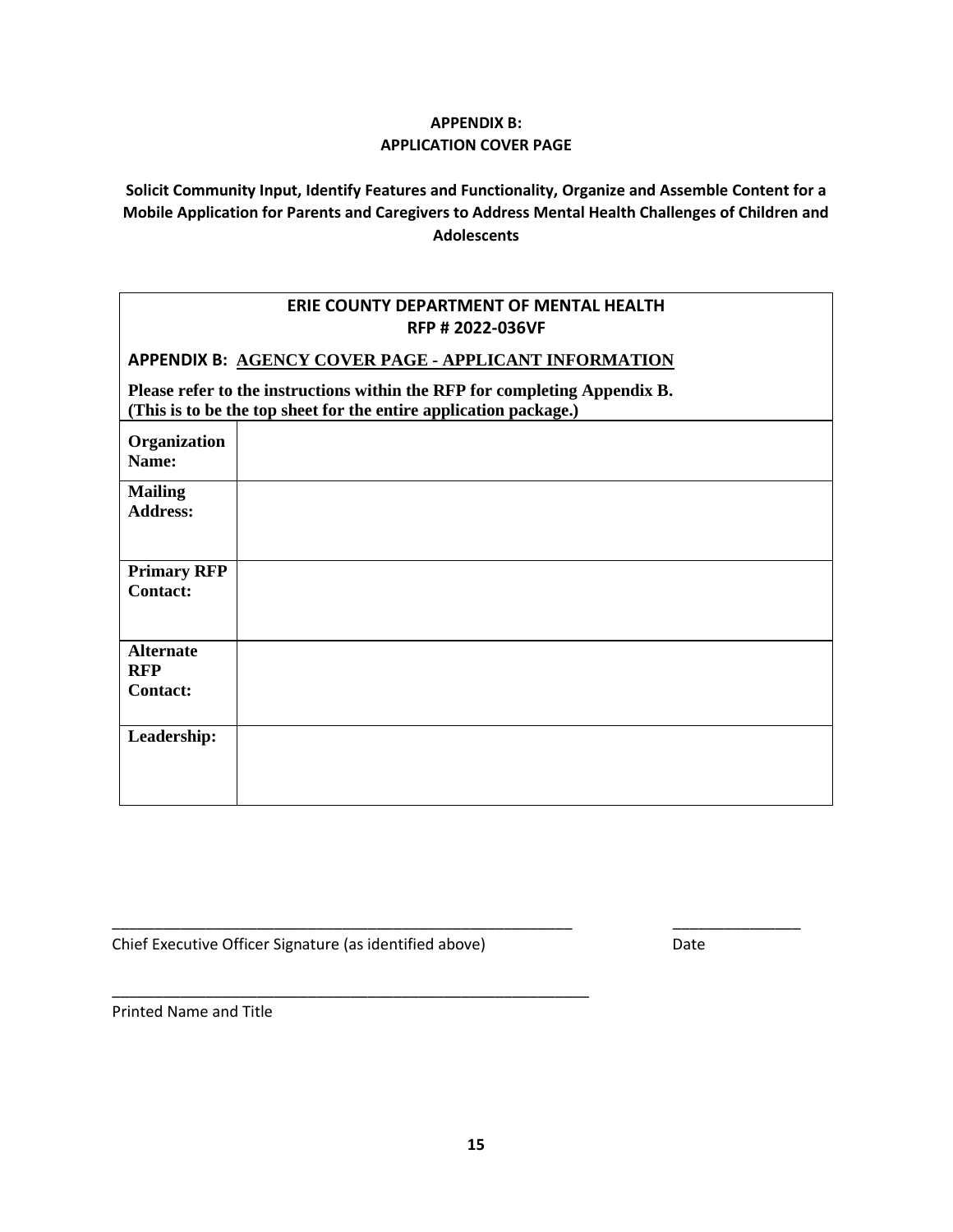**APPENDIX B:**
**APPLICATION COVER PAGE**

**Solicit Community Input, Identify Features and Functionality, Organize and Assemble Content for a Mobile Application for Parents and Caregivers to Address Mental Health Challenges of Children and Adolescents**

| **ERIE COUNTY DEPARTMENT OF MENTAL HEALTH**<br>**RFP # 2022-036VF**<br><br>**APPENDIX B: AGENCY COVER PAGE - APPLICANT INFORMATION**<br><br>**Please refer to the instructions within the RFP for completing Appendix B. (This is to be the top sheet for the entire application package.)** | |
|---|---|
| **Organization Name:** | |
| **Mailing Address:** | |
| **Primary RFP Contact:** | |
| **Alternate RFP Contact:** | |
| **Leadership:** | |

\_\_\_\_\_\_\_\_\_\_\_\_\_\_\_\_\_\_\_\_\_\_\_\_\_\_\_\_\_\_\_\_\_\_\_\_\_\_\_\_\_\_\_\_\_\_\_\_\_\_\_\_\_\_ \_\_\_\_\_\_\_\_\_\_\_\_\_\_\_\_

Chief Executive Officer Signature (as identified above) Date

\_\_\_\_\_\_\_\_\_\_\_\_\_\_\_\_\_\_\_\_\_\_\_\_\_\_\_\_\_\_\_\_\_\_\_\_\_\_\_\_\_\_\_\_\_\_\_\_\_\_\_\_\_\_\_\_

Printed Name and Title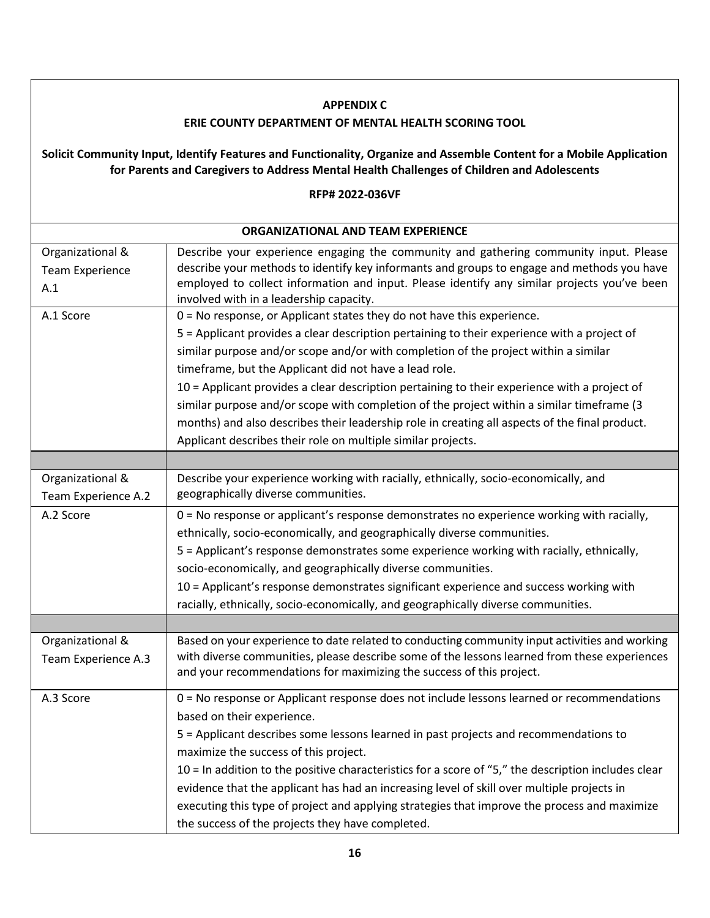**APPENDIX C**

**ERIE COUNTY DEPARTMENT OF MENTAL HEALTH SCORING TOOL**

**Solicit Community Input, Identify Features and Functionality, Organize and Assemble Content for a Mobile Application for Parents and Caregivers to Address Mental Health Challenges of Children and Adolescents**

**RFP# 2022-036VF**

| **ORGANIZATIONAL AND TEAM EXPERIENCE** | |
|---|---|
| Organizational & Team Experience A.1 | Describe your experience engaging the community and gathering community input. Please describe your methods to identify key informants and groups to engage and methods you have employed to collect information and input. Please identify any similar projects you've been involved with in a leadership capacity. |
| A.1 Score | 0 = No response, or Applicant states they do not have this experience.<br>5 = Applicant provides a clear description pertaining to their experience with a project of similar purpose and/or scope and/or with completion of the project within a similar timeframe, but the Applicant did not have a lead role.<br>10 = Applicant provides a clear description pertaining to their experience with a project of similar purpose and/or scope with completion of the project within a similar timeframe (3 months) and also describes their leadership role in creating all aspects of the final product. Applicant describes their role on multiple similar projects. |
| | |
| Organizational & Team Experience A.2 | Describe your experience working with racially, ethnically, socio-economically, and geographically diverse communities. |
| A.2 Score | 0 = No response or applicant's response demonstrates no experience working with racially, ethnically, socio-economically, and geographically diverse communities.<br>5 = Applicant's response demonstrates some experience working with racially, ethnically, socio-economically, and geographically diverse communities.<br>10 = Applicant's response demonstrates significant experience and success working with racially, ethnically, socio-economically, and geographically diverse communities. |
| | |
| Organizational & Team Experience A.3 | Based on your experience to date related to conducting community input activities and working with diverse communities, please describe some of the lessons learned from these experiences and your recommendations for maximizing the success of this project. |
| A.3 Score | 0 = No response or Applicant response does not include lessons learned or recommendations based on their experience.<br>5 = Applicant describes some lessons learned in past projects and recommendations to maximize the success of this project.<br>10 = In addition to the positive characteristics for a score of "5," the description includes clear evidence that the applicant has had an increasing level of skill over multiple projects in executing this type of project and applying strategies that improve the process and maximize the success of the projects they have completed. |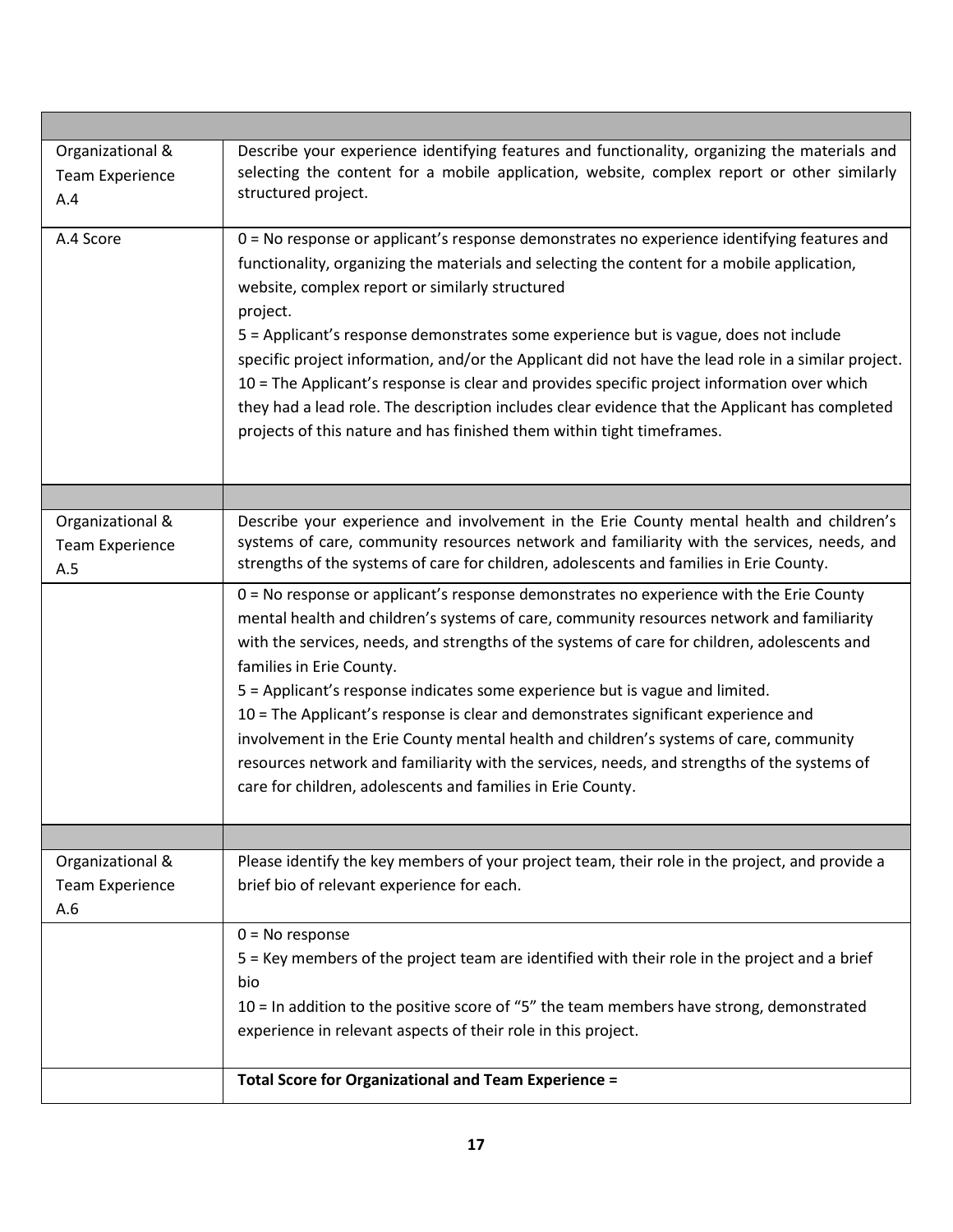| | |
|---|---|
| Organizational & Team Experience A.4 | Describe your experience identifying features and functionality, organizing the materials and selecting the content for a mobile application, website, complex report or other similarly structured project. |
| A.4 Score | 0 = No response or applicant's response demonstrates no experience identifying features and functionality, organizing the materials and selecting the content for a mobile application, website, complex report or similarly structured project.<br>5 = Applicant's response demonstrates some experience but is vague, does not include specific project information, and/or the Applicant did not have the lead role in a similar project.<br>10 = The Applicant's response is clear and provides specific project information over which they had a lead role. The description includes clear evidence that the Applicant has completed projects of this nature and has finished them within tight timeframes. |
| | |
| Organizational & Team Experience A.5 | Describe your experience and involvement in the Erie County mental health and children's systems of care, community resources network and familiarity with the services, needs, and strengths of the systems of care for children, adolescents and families in Erie County. |
| | 0 = No response or applicant's response demonstrates no experience with the Erie County mental health and children's systems of care, community resources network and familiarity with the services, needs, and strengths of the systems of care for children, adolescents and families in Erie County.<br>5 = Applicant's response indicates some experience but is vague and limited.<br>10 = The Applicant's response is clear and demonstrates significant experience and involvement in the Erie County mental health and children's systems of care, community resources network and familiarity with the services, needs, and strengths of the systems of care for children, adolescents and families in Erie County. |
| | |
| Organizational & Team Experience A.6 | Please identify the key members of your project team, their role in the project, and provide a brief bio of relevant experience for each. |
| | 0 = No response<br>5 = Key members of the project team are identified with their role in the project and a brief bio<br>10 = In addition to the positive score of "5" the team members have strong, demonstrated experience in relevant aspects of their role in this project. |
| | **Total Score for Organizational and Team Experience =** |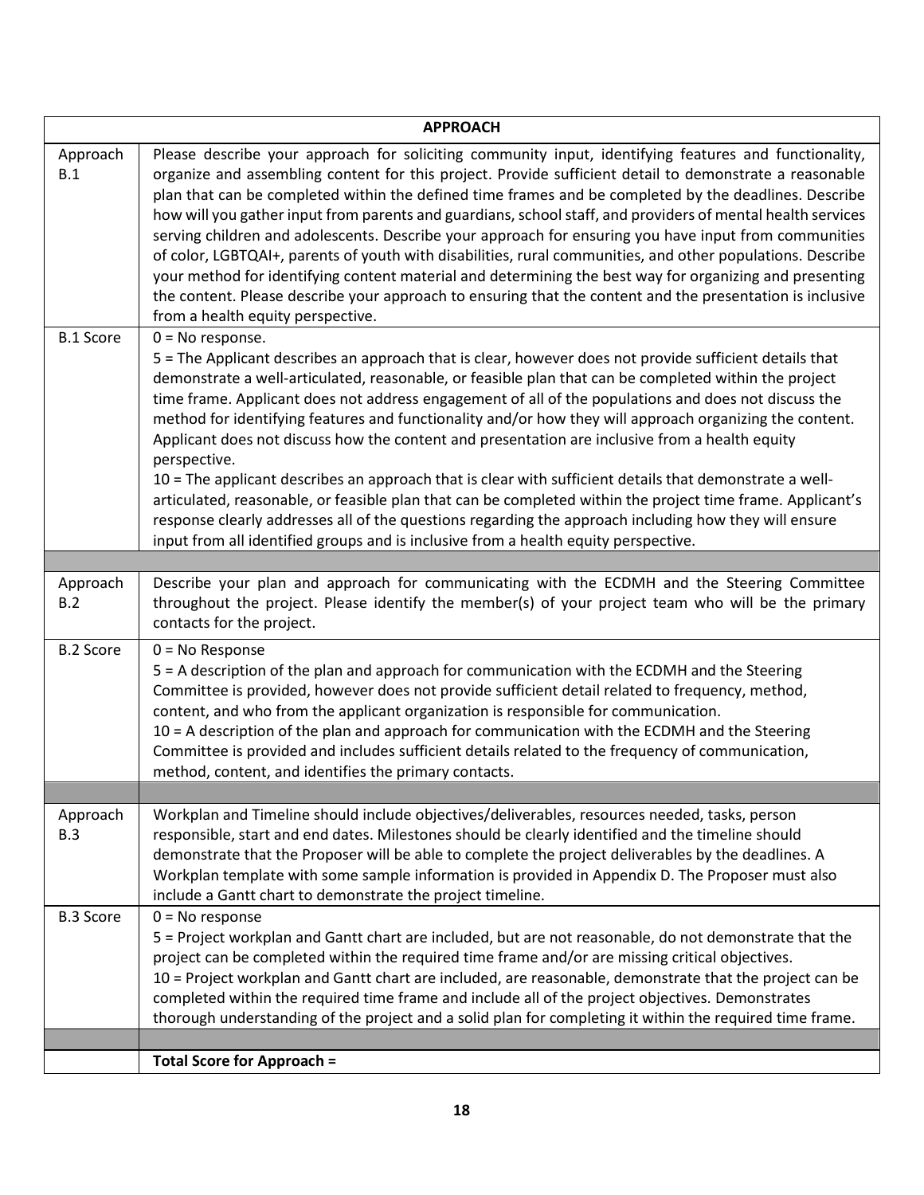| APPROACH | |
|---|---|
| Approach B.1 | Please describe your approach for soliciting community input, identifying features and functionality, organize and assembling content for this project. Provide sufficient detail to demonstrate a reasonable plan that can be completed within the defined time frames and be completed by the deadlines. Describe how will you gather input from parents and guardians, school staff, and providers of mental health services serving children and adolescents. Describe your approach for ensuring you have input from communities of color, LGBTQAI+, parents of youth with disabilities, rural communities, and other populations. Describe your method for identifying content material and determining the best way for organizing and presenting the content. Please describe your approach to ensuring that the content and the presentation is inclusive from a health equity perspective. |
| B.1 Score | 0 = No response.<br>5 = The Applicant describes an approach that is clear, however does not provide sufficient details that demonstrate a well-articulated, reasonable, or feasible plan that can be completed within the project time frame. Applicant does not address engagement of all of the populations and does not discuss the method for identifying features and functionality and/or how they will approach organizing the content. Applicant does not discuss how the content and presentation are inclusive from a health equity perspective.<br>10 = The applicant describes an approach that is clear with sufficient details that demonstrate a well-articulated, reasonable, or feasible plan that can be completed within the project time frame. Applicant's response clearly addresses all of the questions regarding the approach including how they will ensure input from all identified groups and is inclusive from a health equity perspective. |
| | |
| Approach B.2 | Describe your plan and approach for communicating with the ECDMH and the Steering Committee throughout the project. Please identify the member(s) of your project team who will be the primary contacts for the project. |
| B.2 Score | 0 = No Response<br>5 = A description of the plan and approach for communication with the ECDMH and the Steering Committee is provided, however does not provide sufficient detail related to frequency, method, content, and who from the applicant organization is responsible for communication.<br>10 = A description of the plan and approach for communication with the ECDMH and the Steering Committee is provided and includes sufficient details related to the frequency of communication, method, content, and identifies the primary contacts. |
| | |
| Approach B.3 | Workplan and Timeline should include objectives/deliverables, resources needed, tasks, person responsible, start and end dates. Milestones should be clearly identified and the timeline should demonstrate that the Proposer will be able to complete the project deliverables by the deadlines. A Workplan template with some sample information is provided in Appendix D. The Proposer must also include a Gantt chart to demonstrate the project timeline. |
| B.3 Score | 0 = No response<br>5 = Project workplan and Gantt chart are included, but are not reasonable, do not demonstrate that the project can be completed within the required time frame and/or are missing critical objectives.<br>10 = Project workplan and Gantt chart are included, are reasonable, demonstrate that the project can be completed within the required time frame and include all of the project objectives. Demonstrates thorough understanding of the project and a solid plan for completing it within the required time frame. |
| | |
| | **Total Score for Approach =** |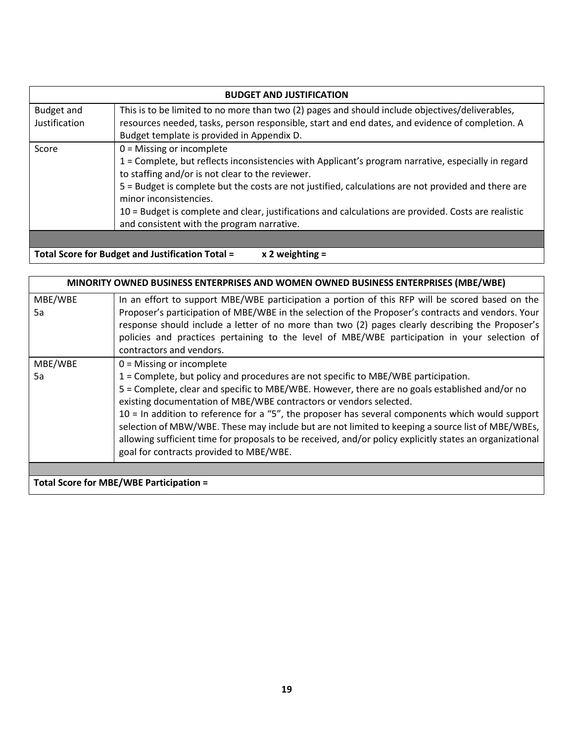| BUDGET AND JUSTIFICATION | |
|---|---|
| Budget and Justification | This is to be limited to no more than two (2) pages and should include objectives/deliverables, resources needed, tasks, person responsible, start and end dates, and evidence of completion. A Budget template is provided in Appendix D. |
| Score | 0 = Missing or incomplete<br>1 = Complete, but reflects inconsistencies with Applicant's program narrative, especially in regard to staffing and/or is not clear to the reviewer.<br>5 = Budget is complete but the costs are not justified, calculations are not provided and there are minor inconsistencies.<br>10 = Budget is complete and clear, justifications and calculations are provided. Costs are realistic and consistent with the program narrative. |
| | |
| **Total Score for Budget and Justification Total = x 2 weighting =** | |

| MINORITY OWNED BUSINESS ENTERPRISES AND WOMEN OWNED BUSINESS ENTERPRISES (MBE/WBE) | |
|---|---|
| MBE/WBE 5a | In an effort to support MBE/WBE participation a portion of this RFP will be scored based on the Proposer's participation of MBE/WBE in the selection of the Proposer's contracts and vendors. Your response should include a letter of no more than two (2) pages clearly describing the Proposer's policies and practices pertaining to the level of MBE/WBE participation in your selection of contractors and vendors. |
| MBE/WBE 5a | 0 = Missing or incomplete<br>1 = Complete, but policy and procedures are not specific to MBE/WBE participation.<br>5 = Complete, clear and specific to MBE/WBE. However, there are no goals established and/or no existing documentation of MBE/WBE contractors or vendors selected.<br>10 = In addition to reference for a "5", the proposer has several components which would support selection of MBW/WBE. These may include but are not limited to keeping a source list of MBE/WBEs, allowing sufficient time for proposals to be received, and/or policy explicitly states an organizational goal for contracts provided to MBE/WBE. |
| | |
| **Total Score for MBE/WBE Participation =** | |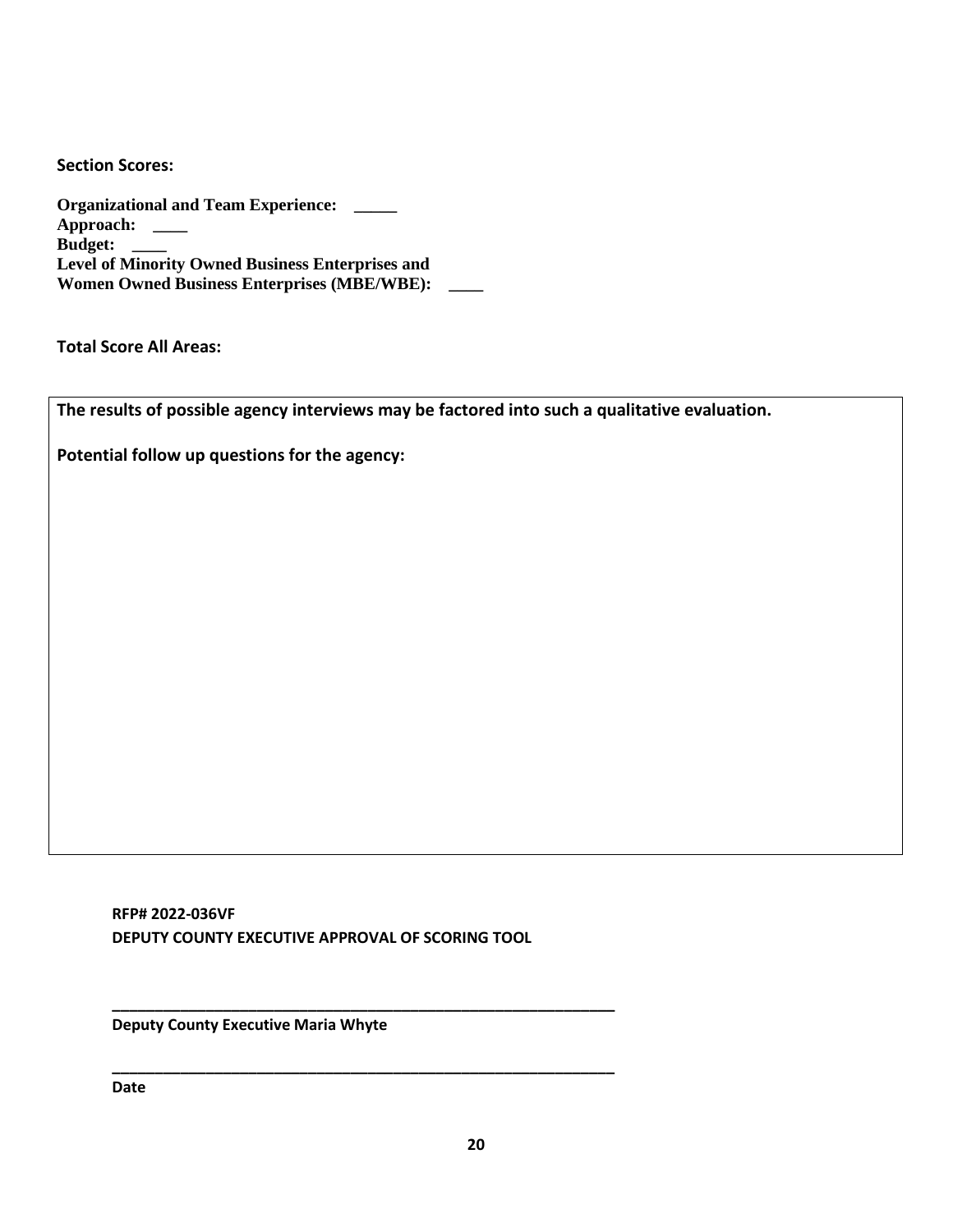**Section Scores:**

**Organizational and Team Experience: _____**
**Approach: ____**
**Budget: ____**
**Level of Minority Owned Business Enterprises and**
**Women Owned Business Enterprises (MBE/WBE): ____**

**Total Score All Areas:**

**The results of possible agency interviews may be factored into such a qualitative evaluation.**

**Potential follow up questions for the agency:**

**RFP# 2022-036VF**
**DEPUTY COUNTY EXECUTIVE APPROVAL OF SCORING TOOL**

_______________________________________________
**Deputy County Executive Maria Whyte**

_______________________________________________
**Date**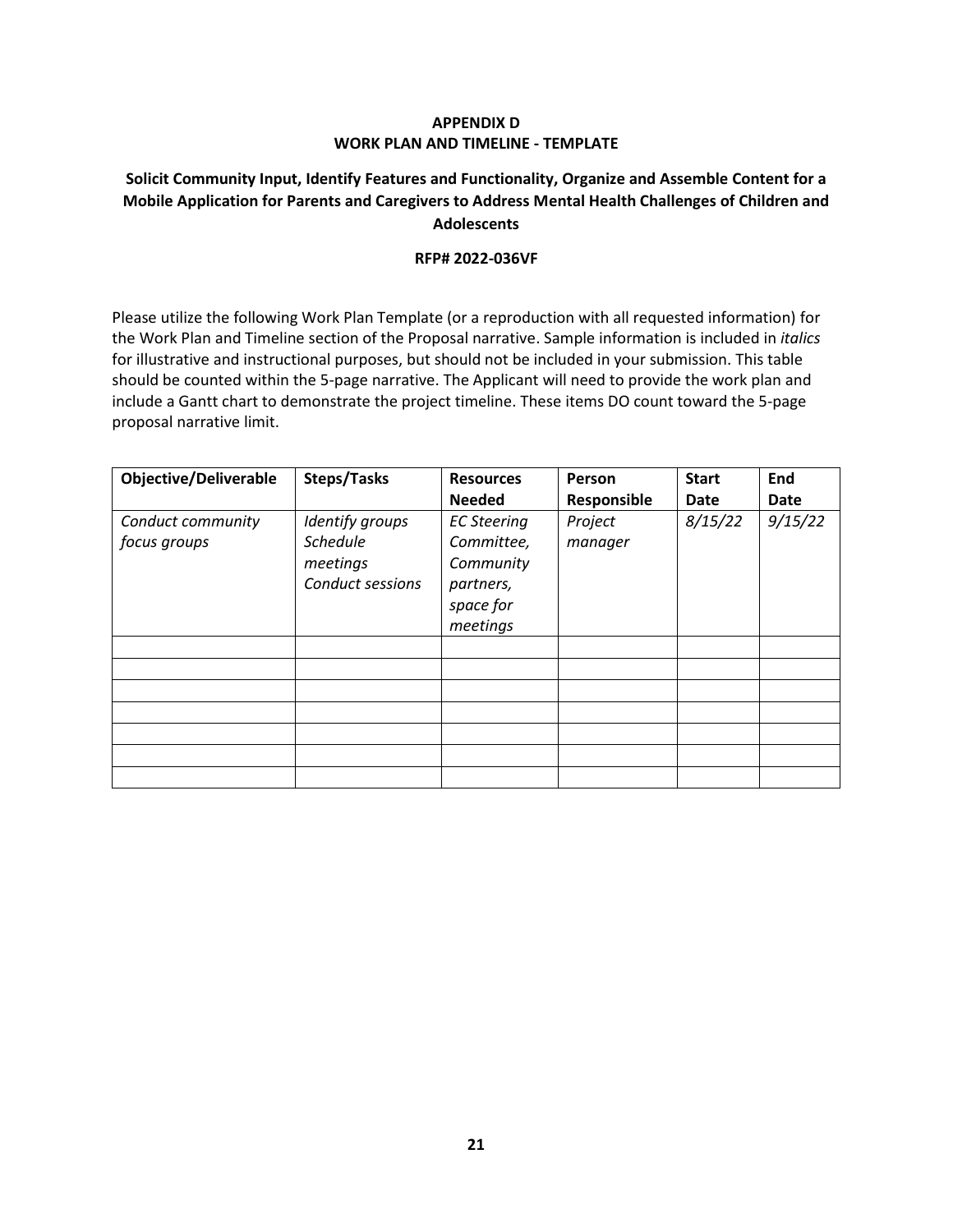**APPENDIX D**
**WORK PLAN AND TIMELINE - TEMPLATE**

**Solicit Community Input, Identify Features and Functionality, Organize and Assemble Content for a Mobile Application for Parents and Caregivers to Address Mental Health Challenges of Children and Adolescents**

**RFP# 2022-036VF**

Please utilize the following Work Plan Template (or a reproduction with all requested information) for the Work Plan and Timeline section of the Proposal narrative. Sample information is included in *italics* for illustrative and instructional purposes, but should not be included in your submission. This table should be counted within the 5-page narrative. The Applicant will need to provide the work plan and include a Gantt chart to demonstrate the project timeline. These items DO count toward the 5-page proposal narrative limit.

| Objective/Deliverable | Steps/Tasks | Resources Needed | Person Responsible | Start Date | End Date |
|---|---|---|---|---|---|
| *Conduct community focus groups* | *Identify groups*<br>*Schedule meetings*<br>*Conduct sessions* | *EC Steering Committee, Community partners, space for meetings* | *Project manager* | *8/15/22* | *9/15/22* |
| | | | | | |
| | | | | | |
| | | | | | |
| | | | | | |
| | | | | | |
| | | | | | |
| | | | | | |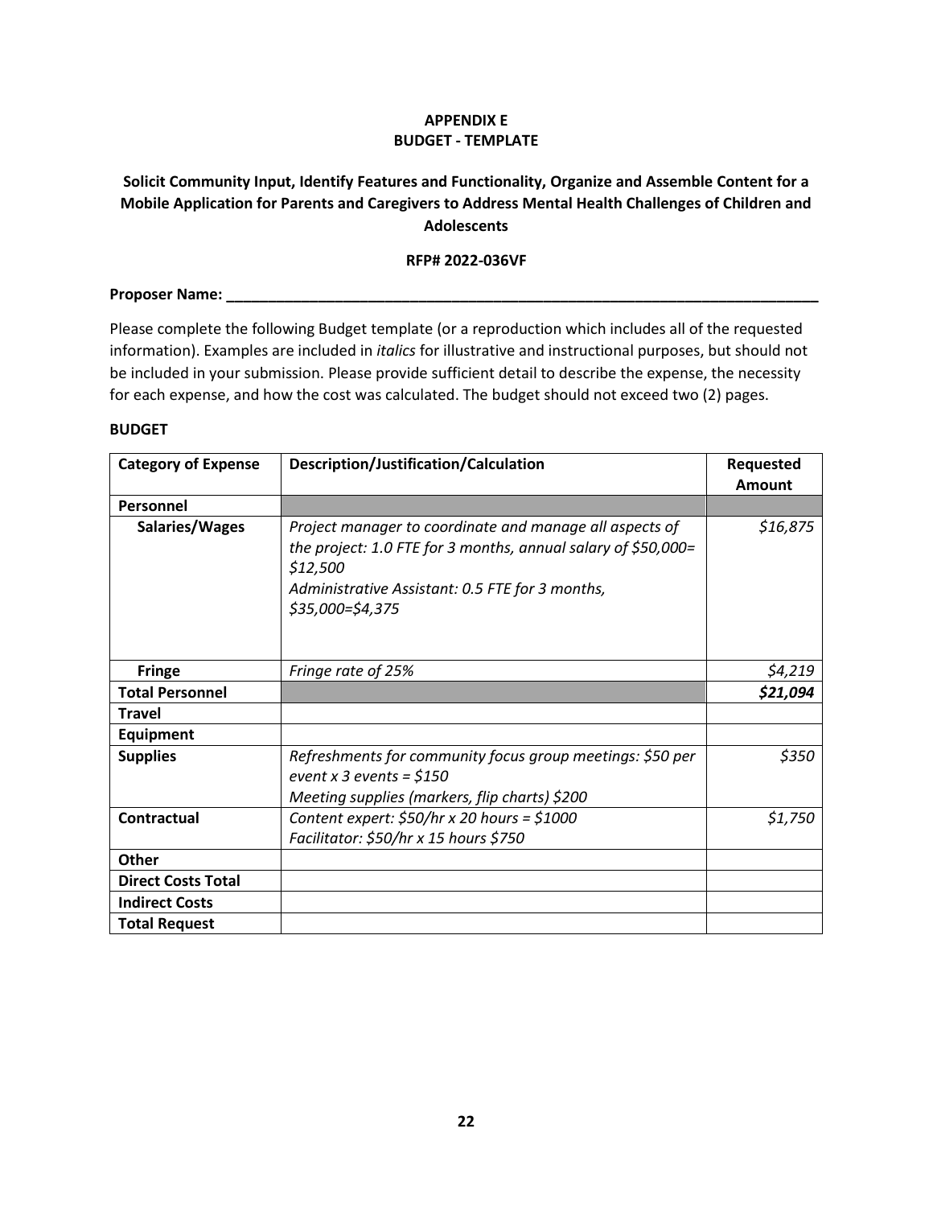**APPENDIX E**
**BUDGET - TEMPLATE**

**Solicit Community Input, Identify Features and Functionality, Organize and Assemble Content for a Mobile Application for Parents and Caregivers to Address Mental Health Challenges of Children and Adolescents**

**RFP# 2022-036VF**

**Proposer Name: \_\_\_\_\_\_\_\_\_\_\_\_\_\_\_\_\_\_\_\_\_\_\_\_\_\_\_\_\_\_\_\_\_\_\_\_\_\_\_\_\_\_\_\_\_\_\_\_\_\_\_\_\_\_\_\_\_\_\_\_\_\_\_\_\_\_\_\_\_\_\_\_**

Please complete the following Budget template (or a reproduction which includes all of the requested information). Examples are included in *italics* for illustrative and instructional purposes, but should not be included in your submission. Please provide sufficient detail to describe the expense, the necessity for each expense, and how the cost was calculated. The budget should not exceed two (2) pages.

**BUDGET**

| **Category of Expense** | **Description/Justification/Calculation** | **Requested Amount** |
|---|---|---|
| **Personnel** | | |
| **Salaries/Wages** | *Project manager to coordinate and manage all aspects of the project: 1.0 FTE for 3 months, annual salary of $50,000= $12,500*<br>*Administrative Assistant: 0.5 FTE for 3 months, $35,000=$4,375* | *$16,875* |
| **Fringe** | *Fringe rate of 25%* | *$4,219* |
| **Total Personnel** | | ***$21,094*** |
| **Travel** | | |
| **Equipment** | | |
| **Supplies** | *Refreshments for community focus group meetings: $50 per event x 3 events = $150*<br>*Meeting supplies (markers, flip charts) $200* | *$350* |
| **Contractual** | *Content expert: $50/hr x 20 hours = $1000*<br>*Facilitator: $50/hr x 15 hours $750* | *$1,750* |
| **Other** | | |
| **Direct Costs Total** | | |
| **Indirect Costs** | | |
| **Total Request** | | |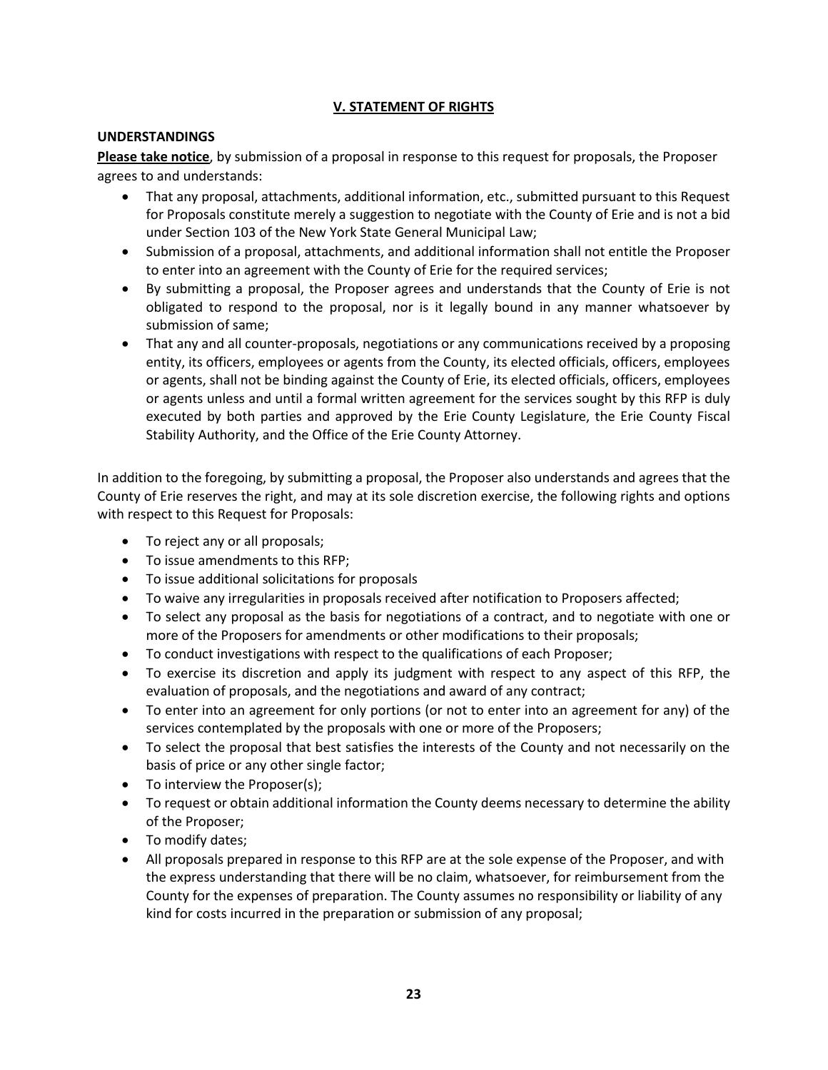## V. STATEMENT OF RIGHTS

**UNDERSTANDINGS**

**Please take notice**, by submission of a proposal in response to this request for proposals, the Proposer agrees to and understands:

- That any proposal, attachments, additional information, etc., submitted pursuant to this Request for Proposals constitute merely a suggestion to negotiate with the County of Erie and is not a bid under Section 103 of the New York State General Municipal Law;
- Submission of a proposal, attachments, and additional information shall not entitle the Proposer to enter into an agreement with the County of Erie for the required services;
- By submitting a proposal, the Proposer agrees and understands that the County of Erie is not obligated to respond to the proposal, nor is it legally bound in any manner whatsoever by submission of same;
- That any and all counter-proposals, negotiations or any communications received by a proposing entity, its officers, employees or agents from the County, its elected officials, officers, employees or agents, shall not be binding against the County of Erie, its elected officials, officers, employees or agents unless and until a formal written agreement for the services sought by this RFP is duly executed by both parties and approved by the Erie County Legislature, the Erie County Fiscal Stability Authority, and the Office of the Erie County Attorney.

In addition to the foregoing, by submitting a proposal, the Proposer also understands and agrees that the County of Erie reserves the right, and may at its sole discretion exercise, the following rights and options with respect to this Request for Proposals:

- To reject any or all proposals;
- To issue amendments to this RFP;
- To issue additional solicitations for proposals
- To waive any irregularities in proposals received after notification to Proposers affected;
- To select any proposal as the basis for negotiations of a contract, and to negotiate with one or more of the Proposers for amendments or other modifications to their proposals;
- To conduct investigations with respect to the qualifications of each Proposer;
- To exercise its discretion and apply its judgment with respect to any aspect of this RFP, the evaluation of proposals, and the negotiations and award of any contract;
- To enter into an agreement for only portions (or not to enter into an agreement for any) of the services contemplated by the proposals with one or more of the Proposers;
- To select the proposal that best satisfies the interests of the County and not necessarily on the basis of price or any other single factor;
- To interview the Proposer(s);
- To request or obtain additional information the County deems necessary to determine the ability of the Proposer;
- To modify dates;
- All proposals prepared in response to this RFP are at the sole expense of the Proposer, and with the express understanding that there will be no claim, whatsoever, for reimbursement from the County for the expenses of preparation. The County assumes no responsibility or liability of any kind for costs incurred in the preparation or submission of any proposal;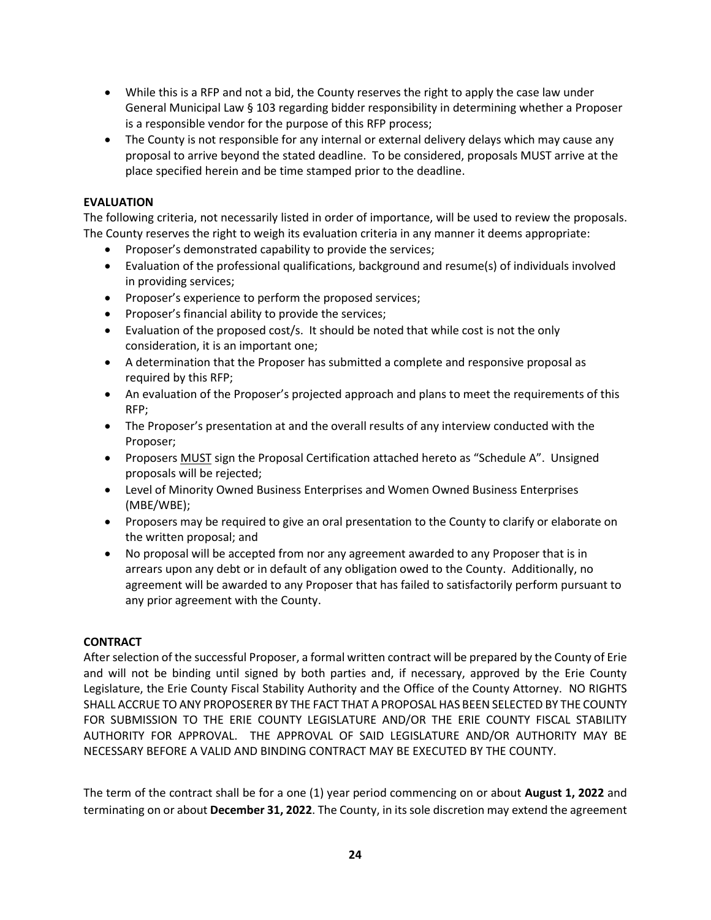- While this is a RFP and not a bid, the County reserves the right to apply the case law under General Municipal Law § 103 regarding bidder responsibility in determining whether a Proposer is a responsible vendor for the purpose of this RFP process;
- The County is not responsible for any internal or external delivery delays which may cause any proposal to arrive beyond the stated deadline. To be considered, proposals MUST arrive at the place specified herein and be time stamped prior to the deadline.

**EVALUATION**

The following criteria, not necessarily listed in order of importance, will be used to review the proposals. The County reserves the right to weigh its evaluation criteria in any manner it deems appropriate:

- Proposer's demonstrated capability to provide the services;
- Evaluation of the professional qualifications, background and resume(s) of individuals involved in providing services;
- Proposer's experience to perform the proposed services;
- Proposer's financial ability to provide the services;
- Evaluation of the proposed cost/s. It should be noted that while cost is not the only consideration, it is an important one;
- A determination that the Proposer has submitted a complete and responsive proposal as required by this RFP;
- An evaluation of the Proposer's projected approach and plans to meet the requirements of this RFP;
- The Proposer's presentation at and the overall results of any interview conducted with the Proposer;
- Proposers <u>MUST</u> sign the Proposal Certification attached hereto as "Schedule A". Unsigned proposals will be rejected;
- Level of Minority Owned Business Enterprises and Women Owned Business Enterprises (MBE/WBE);
- Proposers may be required to give an oral presentation to the County to clarify or elaborate on the written proposal; and
- No proposal will be accepted from nor any agreement awarded to any Proposer that is in arrears upon any debt or in default of any obligation owed to the County. Additionally, no agreement will be awarded to any Proposer that has failed to satisfactorily perform pursuant to any prior agreement with the County.

**CONTRACT**

After selection of the successful Proposer, a formal written contract will be prepared by the County of Erie and will not be binding until signed by both parties and, if necessary, approved by the Erie County Legislature, the Erie County Fiscal Stability Authority and the Office of the County Attorney. NO RIGHTS SHALL ACCRUE TO ANY PROPOSERER BY THE FACT THAT A PROPOSAL HAS BEEN SELECTED BY THE COUNTY FOR SUBMISSION TO THE ERIE COUNTY LEGISLATURE AND/OR THE ERIE COUNTY FISCAL STABILITY AUTHORITY FOR APPROVAL. THE APPROVAL OF SAID LEGISLATURE AND/OR AUTHORITY MAY BE NECESSARY BEFORE A VALID AND BINDING CONTRACT MAY BE EXECUTED BY THE COUNTY.

The term of the contract shall be for a one (1) year period commencing on or about **August 1, 2022** and terminating on or about **December 31, 2022**. The County, in its sole discretion may extend the agreement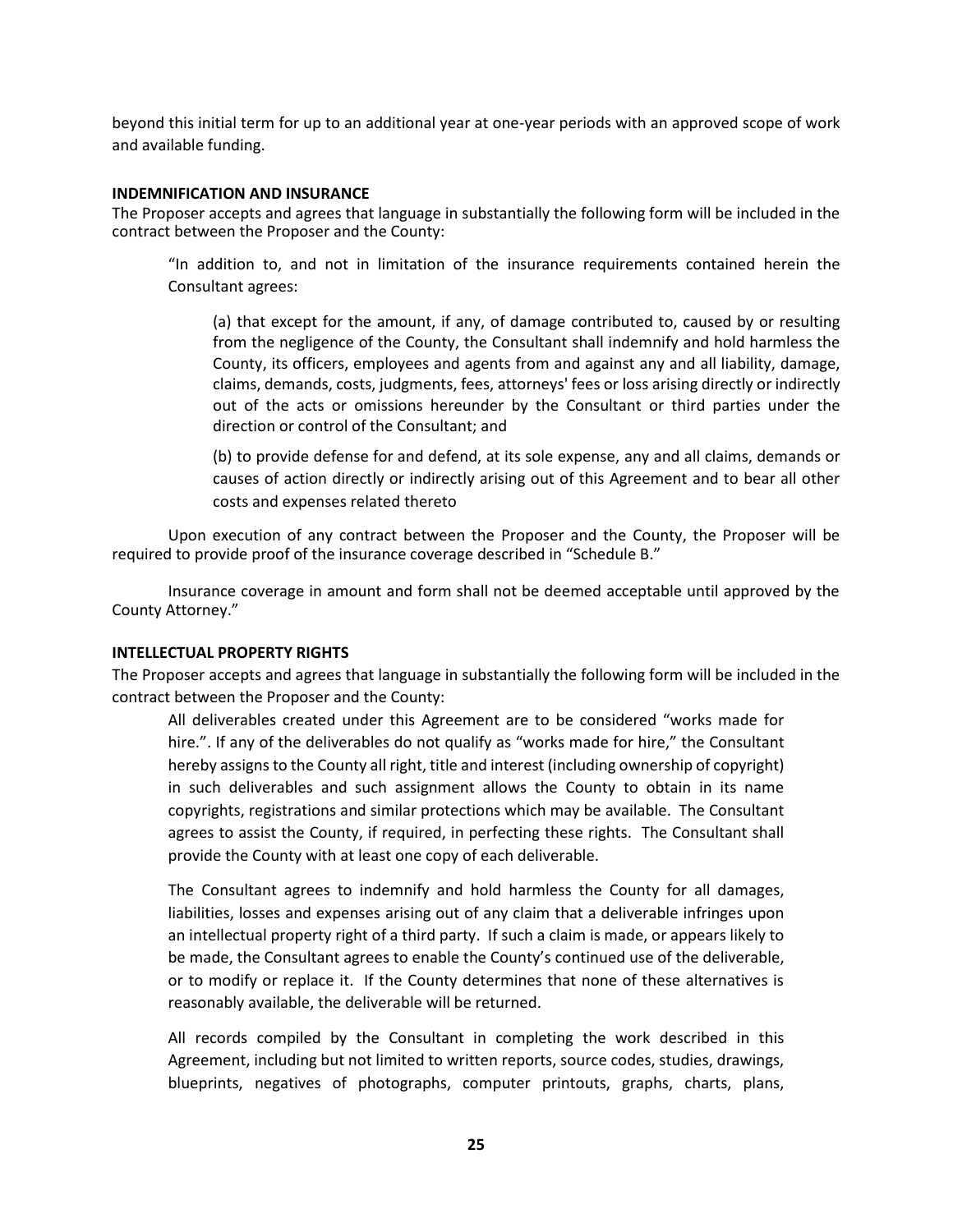beyond this initial term for up to an additional year at one-year periods with an approved scope of work and available funding.

**INDEMNIFICATION AND INSURANCE**

The Proposer accepts and agrees that language in substantially the following form will be included in the contract between the Proposer and the County:

> "In addition to, and not in limitation of the insurance requirements contained herein the Consultant agrees:
>
> > (a) that except for the amount, if any, of damage contributed to, caused by or resulting from the negligence of the County, the Consultant shall indemnify and hold harmless the County, its officers, employees and agents from and against any and all liability, damage, claims, demands, costs, judgments, fees, attorneys' fees or loss arising directly or indirectly out of the acts or omissions hereunder by the Consultant or third parties under the direction or control of the Consultant; and
> >
> > (b) to provide defense for and defend, at its sole expense, any and all claims, demands or causes of action directly or indirectly arising out of this Agreement and to bear all other costs and expenses related thereto

Upon execution of any contract between the Proposer and the County, the Proposer will be required to provide proof of the insurance coverage described in "Schedule B."

Insurance coverage in amount and form shall not be deemed acceptable until approved by the County Attorney."

**INTELLECTUAL PROPERTY RIGHTS**

The Proposer accepts and agrees that language in substantially the following form will be included in the contract between the Proposer and the County:

> All deliverables created under this Agreement are to be considered "works made for hire.". If any of the deliverables do not qualify as "works made for hire," the Consultant hereby assigns to the County all right, title and interest (including ownership of copyright) in such deliverables and such assignment allows the County to obtain in its name copyrights, registrations and similar protections which may be available. The Consultant agrees to assist the County, if required, in perfecting these rights. The Consultant shall provide the County with at least one copy of each deliverable.
>
> The Consultant agrees to indemnify and hold harmless the County for all damages, liabilities, losses and expenses arising out of any claim that a deliverable infringes upon an intellectual property right of a third party. If such a claim is made, or appears likely to be made, the Consultant agrees to enable the County's continued use of the deliverable, or to modify or replace it. If the County determines that none of these alternatives is reasonably available, the deliverable will be returned.
>
> All records compiled by the Consultant in completing the work described in this Agreement, including but not limited to written reports, source codes, studies, drawings, blueprints, negatives of photographs, computer printouts, graphs, charts, plans,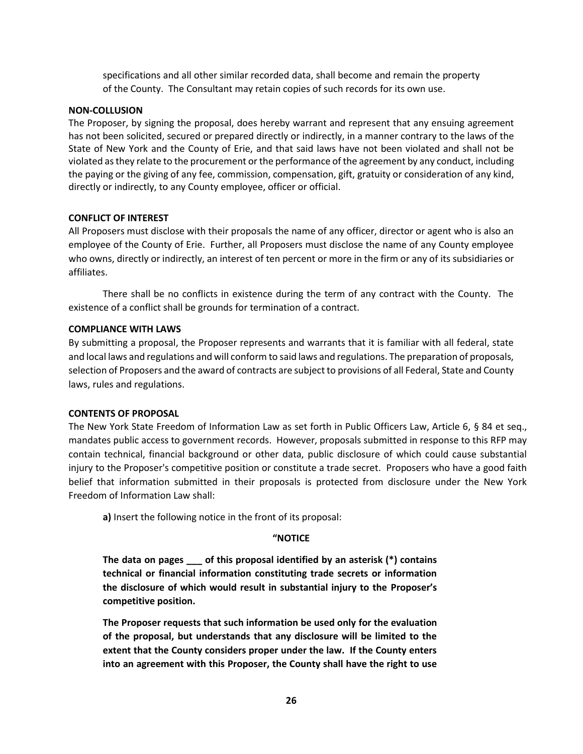specifications and all other similar recorded data, shall become and remain the property of the County. The Consultant may retain copies of such records for its own use.

**NON-COLLUSION**

The Proposer, by signing the proposal, does hereby warrant and represent that any ensuing agreement has not been solicited, secured or prepared directly or indirectly, in a manner contrary to the laws of the State of New York and the County of Erie, and that said laws have not been violated and shall not be violated as they relate to the procurement or the performance of the agreement by any conduct, including the paying or the giving of any fee, commission, compensation, gift, gratuity or consideration of any kind, directly or indirectly, to any County employee, officer or official.

**CONFLICT OF INTEREST**

All Proposers must disclose with their proposals the name of any officer, director or agent who is also an employee of the County of Erie. Further, all Proposers must disclose the name of any County employee who owns, directly or indirectly, an interest of ten percent or more in the firm or any of its subsidiaries or affiliates.

There shall be no conflicts in existence during the term of any contract with the County. The existence of a conflict shall be grounds for termination of a contract.

**COMPLIANCE WITH LAWS**

By submitting a proposal, the Proposer represents and warrants that it is familiar with all federal, state and local laws and regulations and will conform to said laws and regulations. The preparation of proposals, selection of Proposers and the award of contracts are subject to provisions of all Federal, State and County laws, rules and regulations.

**CONTENTS OF PROPOSAL**

The New York State Freedom of Information Law as set forth in Public Officers Law, Article 6, § 84 et seq., mandates public access to government records. However, proposals submitted in response to this RFP may contain technical, financial background or other data, public disclosure of which could cause substantial injury to the Proposer's competitive position or constitute a trade secret. Proposers who have a good faith belief that information submitted in their proposals is protected from disclosure under the New York Freedom of Information Law shall:

**a)** Insert the following notice in the front of its proposal:

**"NOTICE**

**The data on pages ___ of this proposal identified by an asterisk (*) contains technical or financial information constituting trade secrets or information the disclosure of which would result in substantial injury to the Proposer's competitive position.**

**The Proposer requests that such information be used only for the evaluation of the proposal, but understands that any disclosure will be limited to the extent that the County considers proper under the law. If the County enters into an agreement with this Proposer, the County shall have the right to use**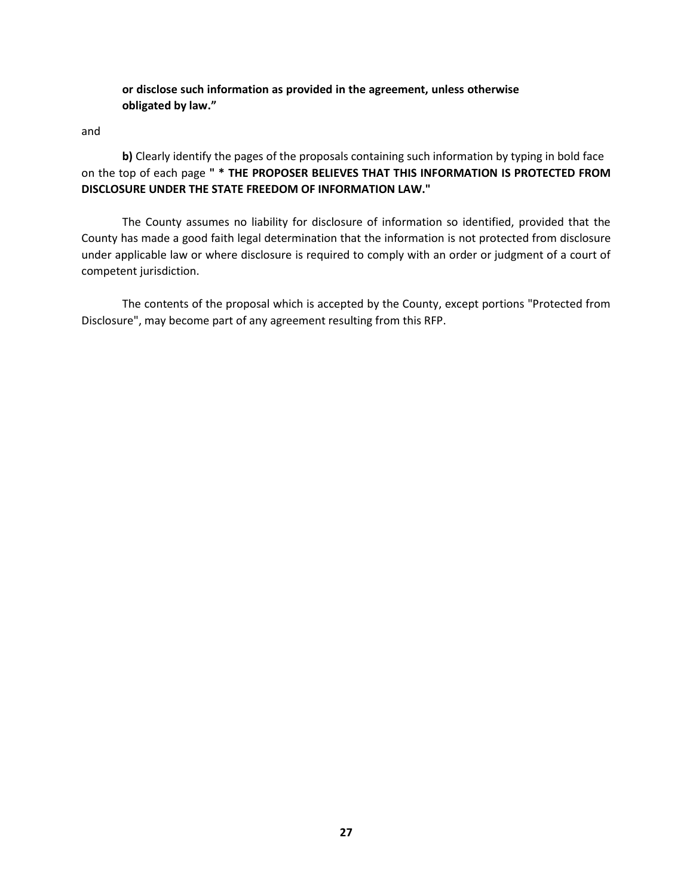**or disclose such information as provided in the agreement, unless otherwise obligated by law."**

and

**b)** Clearly identify the pages of the proposals containing such information by typing in bold face on the top of each page **" * THE PROPOSER BELIEVES THAT THIS INFORMATION IS PROTECTED FROM DISCLOSURE UNDER THE STATE FREEDOM OF INFORMATION LAW."**

The County assumes no liability for disclosure of information so identified, provided that the County has made a good faith legal determination that the information is not protected from disclosure under applicable law or where disclosure is required to comply with an order or judgment of a court of competent jurisdiction.

The contents of the proposal which is accepted by the County, except portions "Protected from Disclosure", may become part of any agreement resulting from this RFP.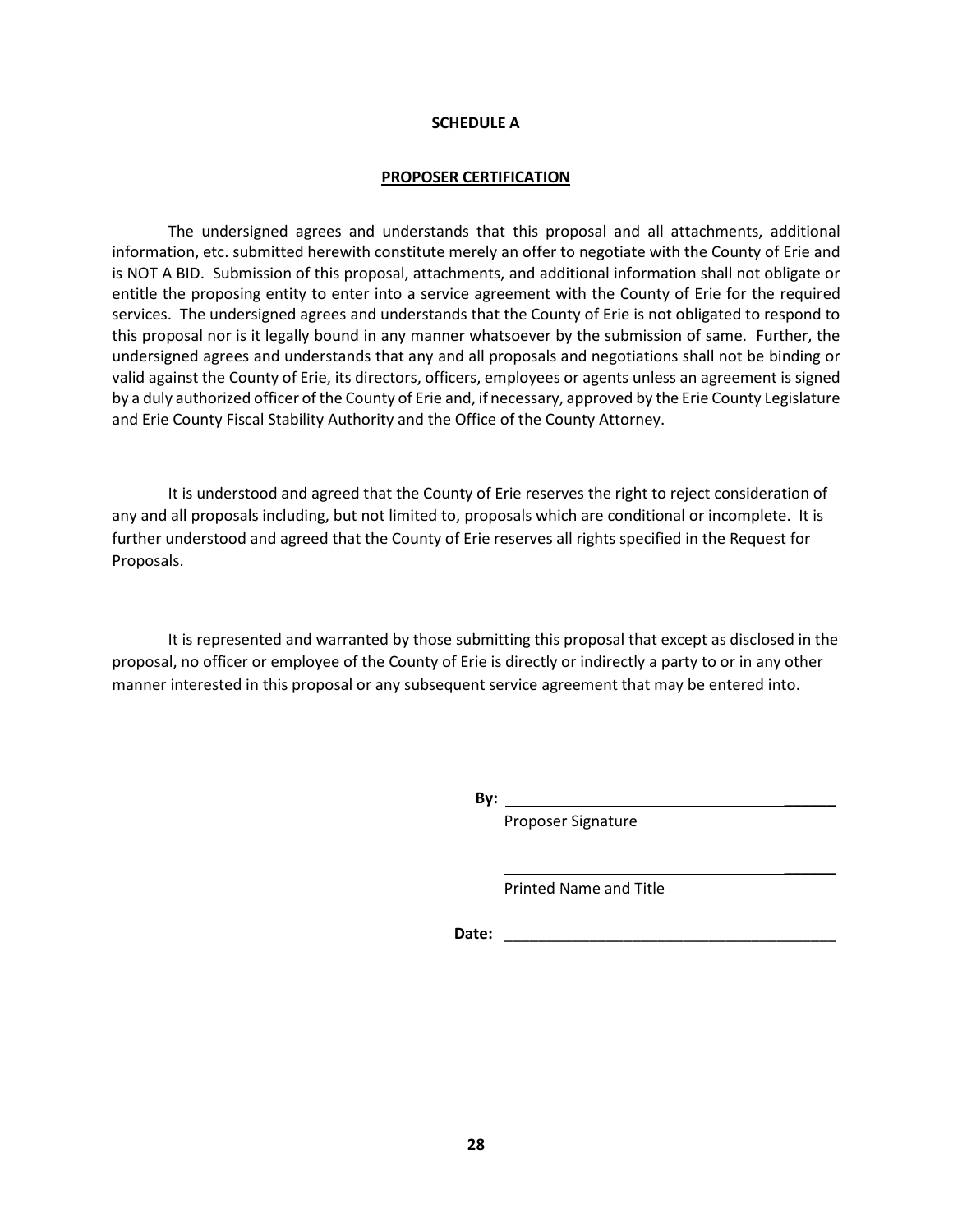**SCHEDULE A**

**PROPOSER CERTIFICATION**

The undersigned agrees and understands that this proposal and all attachments, additional information, etc. submitted herewith constitute merely an offer to negotiate with the County of Erie and is NOT A BID. Submission of this proposal, attachments, and additional information shall not obligate or entitle the proposing entity to enter into a service agreement with the County of Erie for the required services. The undersigned agrees and understands that the County of Erie is not obligated to respond to this proposal nor is it legally bound in any manner whatsoever by the submission of same. Further, the undersigned agrees and understands that any and all proposals and negotiations shall not be binding or valid against the County of Erie, its directors, officers, employees or agents unless an agreement is signed by a duly authorized officer of the County of Erie and, if necessary, approved by the Erie County Legislature and Erie County Fiscal Stability Authority and the Office of the County Attorney.

It is understood and agreed that the County of Erie reserves the right to reject consideration of any and all proposals including, but not limited to, proposals which are conditional or incomplete. It is further understood and agreed that the County of Erie reserves all rights specified in the Request for Proposals.

It is represented and warranted by those submitting this proposal that except as disclosed in the proposal, no officer or employee of the County of Erie is directly or indirectly a party to or in any other manner interested in this proposal or any subsequent service agreement that may be entered into.

**By:** ________________________________________
Proposer Signature

________________________________________
Printed Name and Title

**Date:** ________________________________________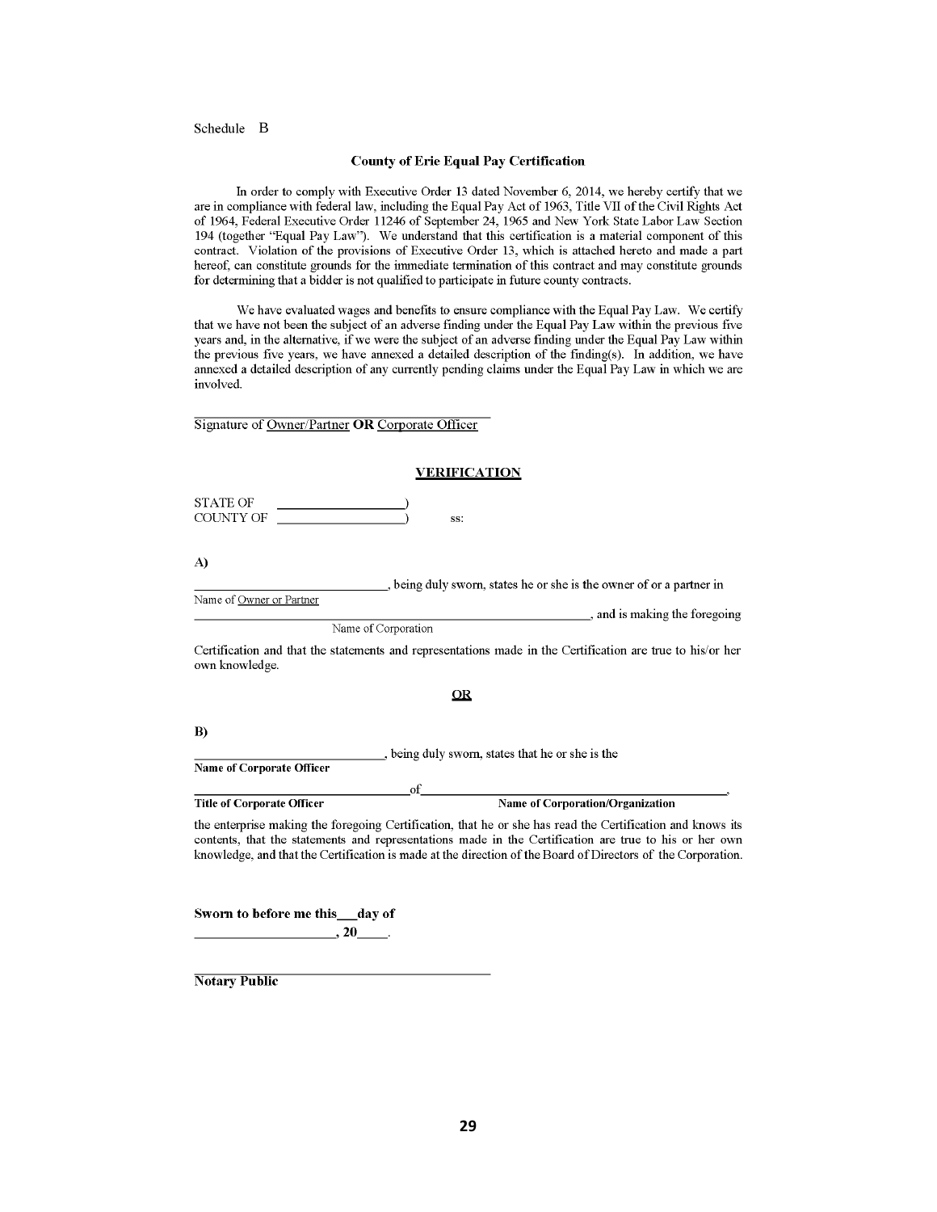Schedule B

**County of Erie Equal Pay Certification**

In order to comply with Executive Order 13 dated November 6, 2014, we hereby certify that we are in compliance with federal law, including the Equal Pay Act of 1963, Title VII of the Civil Rights Act of 1964, Federal Executive Order 11246 of September 24, 1965 and New York State Labor Law Section 194 (together "Equal Pay Law"). We understand that this certification is a material component of this contract. Violation of the provisions of Executive Order 13, which is attached hereto and made a part hereof, can constitute grounds for the immediate termination of this contract and may constitute grounds for determining that a bidder is not qualified to participate in future county contracts.

We have evaluated wages and benefits to ensure compliance with the Equal Pay Law. We certify that we have not been the subject of an adverse finding under the Equal Pay Law within the previous five years and, in the alternative, if we were the subject of an adverse finding under the Equal Pay Law within the previous five years, we have annexed a detailed description of the finding(s). In addition, we have annexed a detailed description of any currently pending claims under the Equal Pay Law in which we are involved.

______________________________________
Signature of Owner/Partner **OR** Corporate Officer

**VERIFICATION**

STATE OF ____________________)
COUNTY OF ____________________) ss:

**A)**

______________________________, being duly sworn, states he or she is the owner of or a partner in
Name of Owner or Partner

______________________________________________________________, and is making the foregoing
Name of Corporation

Certification and that the statements and representations made in the Certification are true to his/or her own knowledge.

**OR**

**B)**

______________________________, being duly sworn, states that he or she is the
**Name of Corporate Officer**

__________________________________of______________________________________________,
**Title of Corporate Officer** **Name of Corporation/Organization**

the enterprise making the foregoing Certification, that he or she has read the Certification and knows its contents, that the statements and representations made in the Certification are true to his or her own knowledge, and that the Certification is made at the direction of the Board of Directors of the Corporation.

**Sworn to before me this___day of**
____________________**, 20____.**

______________________________________
**Notary Public**